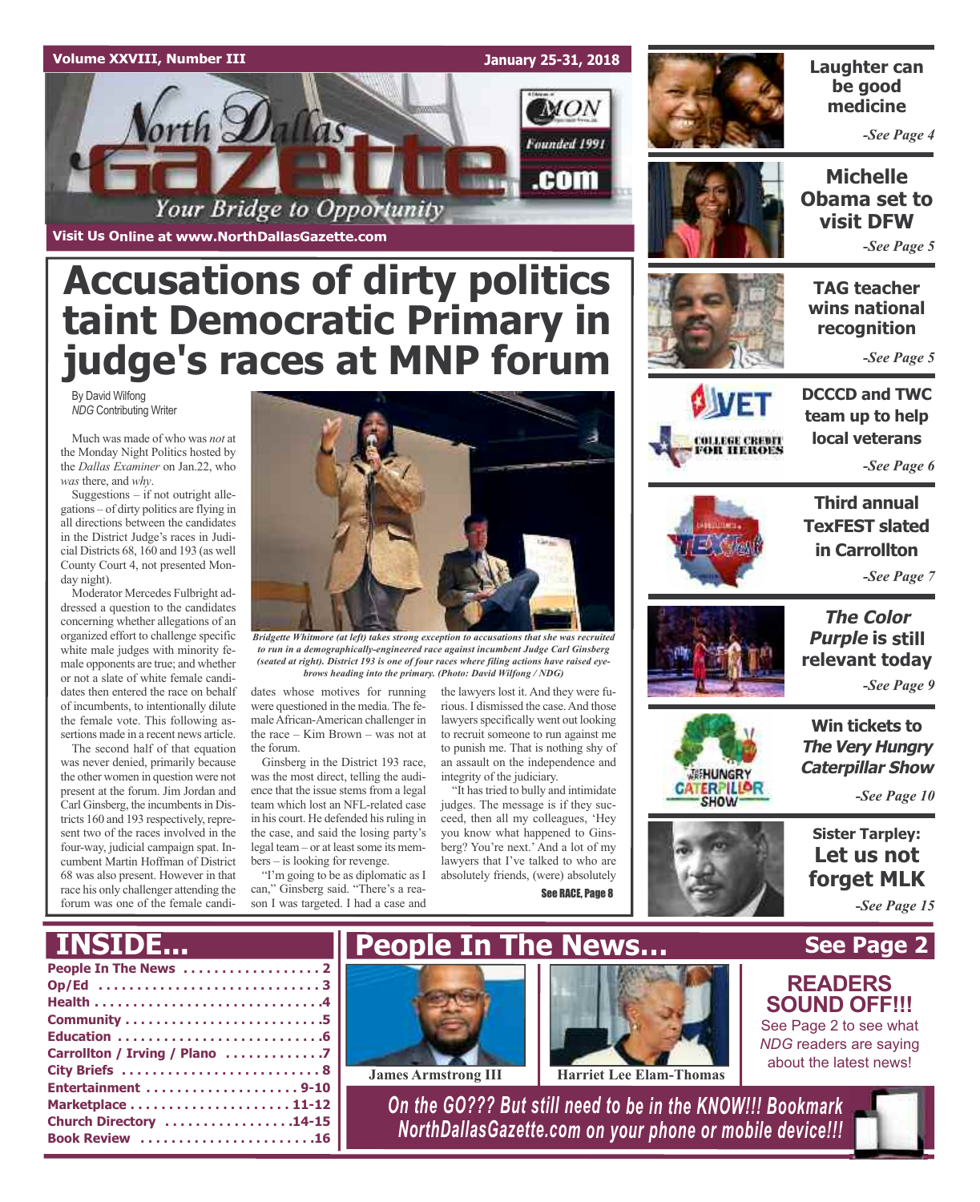Volume XXVIII, Number III

January 25-31, 2018

# North Dallas Gazette

Your Bridge to Opportunity

Founded 1991

Visit Us Online at www.NorthDallasGazette.com

# Accusations of dirty politics taint Democratic Primary in judge's races at MNP forum

By David Wilfong
*NDG* Contributing Writer

Much was made of who was *not* at the Monday Night Politics hosted by the *Dallas Examiner* on Jan.22, who *was* there, and *why*.

Suggestions – if not outright allegations – of dirty politics are flying in all directions between the candidates in the District Judge's races in Judicial Districts 68, 160 and 193 (as well County Court 4, not presented Monday night).

Moderator Mercedes Fulbright addressed a question to the candidates concerning whether allegations of an organized effort to challenge specific white male judges with minority female opponents are true; and whether or not a slate of white female candidates then entered the race on behalf of incumbents, to intentionally dilute the female vote. This following assertions made in a recent news article.

The second half of that equation was never denied, primarily because the other women in question were not present at the forum. Jim Jordan and Carl Ginsberg, the incumbents in Districts 160 and 193 respectively, represent two of the races involved in the four-way, judicial campaign spat. Incumbent Martin Hoffman of District 68 was also present. However in that race his only challenger attending the forum was one of the female candidates whose motives for running were questioned in the media. The female African-American challenger in the race – Kim Brown – was not at the forum.

*Bridgette Whitmore (at left) takes strong exception to accusations that she was recruited to run in a demographically-engineered race against incumbent Judge Carl Ginsberg (seated at right). District 193 is one of four races where filing actions have raised eyebrows heading into the primary. (Photo: David Wilfong / NDG)*

Ginsberg in the District 193 race, was the most direct, telling the audience that the issue stems from a legal team which lost an NFL-related case in his court. He defended his ruling in the case, and said the losing party's legal team – or at least some its members – is looking for revenge.

"I'm going to be as diplomatic as I can," Ginsberg said. "There's a reason I was targeted. I had a case and the lawyers lost it. And they were furious. I dismissed the case. And those lawyers specifically went out looking to recruit someone to run against me to punish me. That is nothing shy of an assault on the independence and integrity of the judiciary.

"It has tried to bully and intimidate judges. The message is if they succeed, then all my colleagues, 'Hey you know what happened to Ginsberg? You're next.' And a lot of my lawyers that I've talked to who are absolutely friends, (were) absolutely

See RACE, Page 8

---

**Laughter can be good medicine** -See Page 4

**Michelle Obama set to visit DFW** -See Page 5

**TAG teacher wins national recognition** -See Page 5

**DCCCD and TWC team up to help local veterans** -See Page 6

**Third annual TexFEST slated in Carrollton** -See Page 7

***The Color Purple* is still relevant today** -See Page 9

**Win tickets to *The Very Hungry Caterpillar Show*** -See Page 10

**Sister Tarpley: Let us not forget MLK** -See Page 15

---

## INSIDE...

- People In The News . . . . . 2
- Op/Ed . . . . . 3
- Health . . . . . 4
- Community . . . . . 5
- Education . . . . . 6
- Carrollton / Irving / Plano . . . . . 7
- City Briefs . . . . . 8
- Entertainment . . . . . 9-10
- Marketplace . . . . . 11-12
- Church Directory . . . . . 14-15
- Book Review . . . . . 16

## People In The News... See Page 2

James Armstrong III

Harriet Lee Elam-Thomas

**READERS SOUND OFF!!!**
See Page 2 to see what *NDG* readers are saying about the latest news!

*On the GO??? But still need to be in the KNOW!!! Bookmark NorthDallasGazette.com on your phone or mobile device!!!*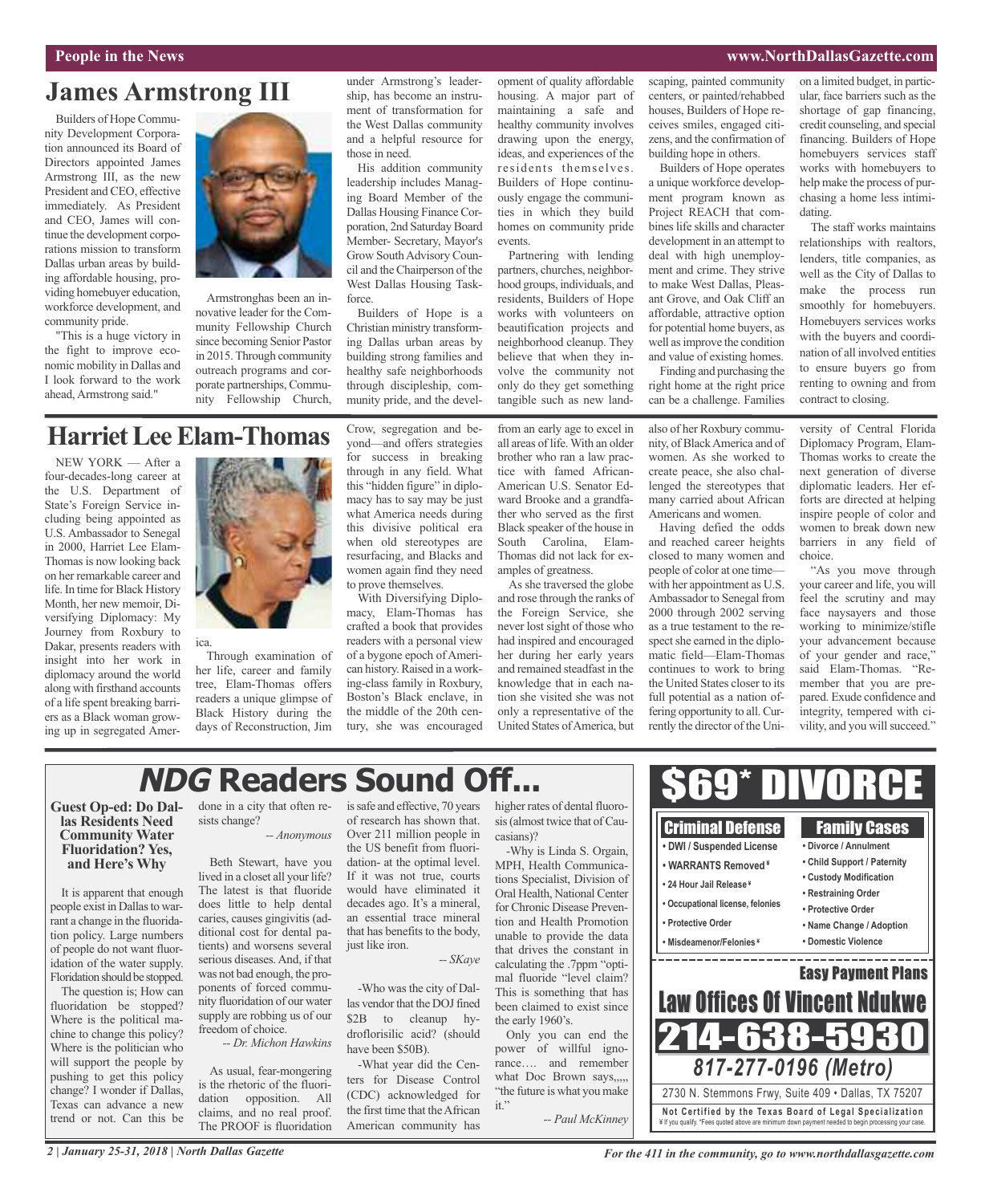# James Armstrong III

Builders of Hope Community Development Corporation announced its Board of Directors appointed James Armstrong III, as the new President and CEO, effective immediately. As President and CEO, James will continue the development corporations mission to transform Dallas urban areas by building affordable housing, providing homebuyer education, workforce development, and community pride.

"This is a huge victory in the fight to improve economic mobility in Dallas and I look forward to the work ahead, Armstrong said."

Armstronghas been an innovative leader for the Community Fellowship Church since becoming Senior Pastor in 2015. Through community outreach programs and corporate partnerships, Community Fellowship Church, under Armstrong's leadership, has become an instrument of transformation for the West Dallas community and a helpful resource for those in need.

His addition community leadership includes Managing Board Member of the Dallas Housing Finance Corporation, 2nd Saturday Board Member- Secretary, Mayor's Grow South Advisory Council and the Chairperson of the West Dallas Housing Taskforce.

Builders of Hope is a Christian ministry transforming Dallas urban areas by building strong families and healthy safe neighborhoods through discipleship, community pride, and the development of quality affordable housing. A major part of maintaining a safe and healthy community involves drawing upon the energy, ideas, and experiences of the residents themselves. Builders of Hope continuously engage the communities in which they build homes on community pride events.

Partnering with lending partners, churches, neighborhood groups, individuals, and residents, Builders of Hope works with volunteers on beautification projects and neighborhood cleanup. They believe that when they involve the community not only do they get something tangible such as new landscaping, painted community centers, or painted/rehabbed houses, Builders of Hope receives smiles, engaged citizens, and the confirmation of building hope in others.

Builders of Hope operates a unique workforce development program known as Project REACH that combines life skills and character development in an attempt to deal with high unemployment and crime. They strive to make West Dallas, Pleasant Grove, and Oak Cliff an affordable, attractive option for potential home buyers, as well as improve the condition and value of existing homes.

Finding and purchasing the right home at the right price can be a challenge. Families on a limited budget, in particular, face barriers such as the shortage of gap financing, credit counseling, and special financing. Builders of Hope homebuyers services staff works with homebuyers to help make the process of purchasing a home less intimidating.

The staff works maintains relationships with realtors, lenders, title companies, as well as the City of Dallas to make the process run smoothly for homebuyers. Homebuyers services works with the buyers and coordination of all involved entities to ensure buyers go from renting to owning and from contract to closing.

# Harriet Lee Elam-Thomas

NEW YORK — After a four-decades-long career at the U.S. Department of State's Foreign Service including being appointed as U.S. Ambassador to Senegal in 2000, Harriet Lee Elam-Thomas is now looking back on her remarkable career and life. In time for Black History Month, her new memoir, Diversifying Diplomacy: My Journey from Roxbury to Dakar, presents readers with insight into her work in diplomacy around the world along with firsthand accounts of a life spent breaking barriers as a Black woman growing up in segregated America.

Through examination of her life, career and family tree, Elam-Thomas offers readers a unique glimpse of Black History during the days of Reconstruction, Jim Crow, segregation and beyond—and offers strategies for success in breaking through in any field. What this "hidden figure" in diplomacy has to say may be just what America needs during this divisive political era when old stereotypes are resurfacing, and Blacks and women again find they need to prove themselves.

With Diversifying Diplomacy, Elam-Thomas has crafted a book that provides readers with a personal view of a bygone epoch of American history. Raised in a working-class family in Roxbury, Boston's Black enclave, in the middle of the 20th century, she was encouraged from an early age to excel in all areas of life. With an older brother who ran a law practice with famed African-American U.S. Senator Edward Brooke and a grandfather who served as the first Black speaker of the house in South Carolina, Elam-Thomas did not lack for examples of greatness.

As she traversed the globe and rose through the ranks of the Foreign Service, she never lost sight of those who had inspired and encouraged her during her early years and remained steadfast in the knowledge that in each nation she visited she was not only a representative of the United States of America, but also of her Roxbury community, of Black America and of women. As she worked to create peace, she also challenged the stereotypes that many carried about African Americans and women.

Having defied the odds and reached career heights closed to many women and people of color at one time—with her appointment as U.S. Ambassador to Senegal from 2000 through 2002 serving as a true testament to the respect she earned in the diplomatic field—Elam-Thomas continues to work to bring the United States closer to its full potential as a nation offering opportunity to all. Currently the director of the University of Central Florida Diplomacy Program, Elam-Thomas works to create the next generation of diverse diplomatic leaders. Her efforts are directed at helping inspire people of color and women to break down new barriers in any field of choice.

"As you move through your career and life, you will feel the scrutiny and may face naysayers and those working to minimize/stifle your advancement because of your gender and race," said Elam-Thomas. "Remember that you are prepared. Exude confidence and integrity, tempered with civility, and you will succeed."

# *NDG* Readers Sound Off...

### Guest Op-ed: Do Dallas Residents Need Community Water Fluoridation? Yes, and Here's Why

It is apparent that enough people exist in Dallas to warrant a change in the fluoridation policy. Large numbers of people do not want fluoridation of the water supply. Floridation should be stopped.

The question is; How can fluoridation be stopped? Where is the political machine to change this policy? Where is the politician who will support the people by pushing to get this policy change? I wonder if Dallas, Texas can advance a new trend or not. Can this be done in a city that often resists change?

*-- Anonymous*

Beth Stewart, have you lived in a closet all your life? The latest is that fluoride does little to help dental caries, causes gingivitis (additional cost for dental patients) and worsens several serious diseases. And, if that was not bad enough, the proponents of forced community fluoridation of our water supply are robbing us of our freedom of choice.

*-- Dr. Michon Hawkins*

As usual, fear-mongering is the rhetoric of the fluoridation opposition. All claims, and no real proof. The PROOF is fluoridation is safe and effective, 70 years of research has shown that. Over 211 million people in the US benefit from fluoridation at the optimal level. If it was not true, courts would have eliminated it decades ago. It's a mineral, an essential trace mineral that has benefits to the body, just like iron.

*-- SKaye*

-Who was the city of Dallas vendor that the DOJ fined $2B to cleanup hydroflorisilic acid? (should have been $50B).

-What year did the Centers for Disease Control (CDC) acknowledged for the first time that the African American community has higher rates of dental fluorosis (almost twice that of Caucasians)?

-Why is Linda S. Orgain, MPH, Health Communications Specialist, Division of Oral Health, National Center for Chronic Disease Prevention and Health Promotion unable to provide the data that drives the constant in calculating the .7ppm "optimal fluoride "level claim? This is something that has been claimed to exist since the early 1960's.

Only you can end the power of willful ignorance…. and remember what Doc Brown says,,,,, "the future is what you make it."

*-- Paul McKinney*

---

# $69* DIVORCE

**Criminal Defense**
- DWI / Suspended License
- WARRANTS Removed ¥
- 24 Hour Jail Release ¥
- Occupational license, felonies
- Protective Order
- Misdeamenor/Felonies ¥

**Family Cases**
- Divorce / Annulment
- Child Support / Paternity
- Custody Modification
- Restraining Order
- Protective Order
- Name Change / Adoption
- Domestic Violence

**Easy Payment Plans**

**Law Offices Of Vincent Ndukwe**

**214-638-5930**

***817-277-0196 (Metro)***

2730 N. Stemmons Frwy, Suite 409 • Dallas, TX 75207

**Not Certified by the Texas Board of Legal Specialization**

¥ If you qualify. *Fees quoted above are minimum down payment needed to begin processing your case.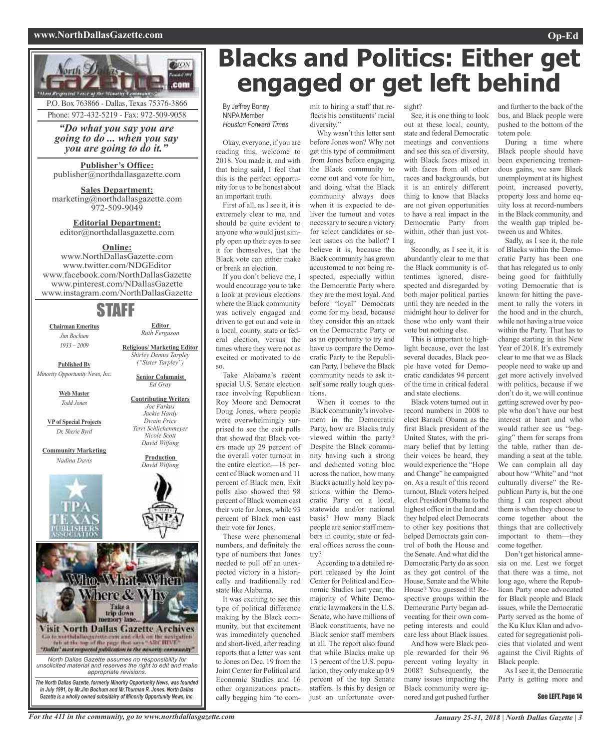# Blacks and Politics: Either get engaged or get left behind

By Jeffrey Boney
NNPA Member
*Houston Forward Times*

Okay, everyone, if you are reading this, welcome to 2018. You made it, and with that being said, I feel that this is the perfect opportunity for us to be honest about an important truth.

First of all, as I see it, it is extremely clear to me, and should be quite evident to anyone who would just simply open up their eyes to see it for themselves, that the Black vote can either make or break an election.

If you don't believe me, I would encourage you to take a look at previous elections where the Black community was actively engaged and driven to get out and vote in a local, county, state or federal election, versus the times where they were not as excited or motivated to do so.

Take Alabama's recent special U.S. Senate election race involving Republican Roy Moore and Democrat Doug Jones, where people were overwhelmingly surprised to see the exit polls that showed that Black voters made up 29 percent of the overall voter turnout in the entire election—18 percent of Black women and 11 percent of Black men. Exit polls also showed that 98 percent of Black women cast their vote for Jones, while 93 percent of Black men cast their vote for Jones.

These were phenomenal numbers, and definitely the type of numbers that Jones needed to pull off an unexpected victory in a historically and traditionally red state like Alabama.

It was exciting to see this type of political difference making by the Black community, but that excitement was immediately quenched and short-lived, after reading reports that a letter was sent to Jones on Dec. 19 from the Joint Center for Political and Economic Studies and 16 other organizations practically begging him "to commit to hiring a staff that reflects his constituents' racial diversity."

Why wasn't this letter sent before Jones won? Why not get this type of commitment from Jones before engaging the Black community to come out and vote for him, and doing what the Black community always does when it is expected to deliver the turnout and votes necessary to secure a victory for select candidates or select issues on the ballot? I believe it is, because the Black community has grown accustomed to not being respected, especially within the Democratic Party where they are the most loyal. And before "loyal" Democrats come for my head, because they consider this an attack on the Democratic Party or as an opportunity to try and have us compare the Democratic Party to the Republican Party, I believe the Black community needs to ask itself some really tough questions.

When it comes to the Black community's involvement in the Democratic Party, how are Blacks truly viewed within the party? Despite the Black community having such a strong and dedicated voting bloc across the nation, how many Blacks actually hold key positions within the Democratic Party on a local, statewide and/or national basis? How many Black people are senior staff members in county, state or federal offices across the country?

According to a detailed report released by the Joint Center for Political and Economic Studies last year, the majority of White Democratic lawmakers in the U.S. Senate, who have millions of Black constituents, have no Black senior staff members at all. The report also found that while Blacks make up 13 percent of the U.S. population, they only make up 0.9 percent of the top Senate staffers. Is this by design or just an unfortunate oversight?

See, it is one thing to look out at these local, county, state and federal Democratic meetings and conventions and see this sea of diversity, with Black faces mixed in with faces from all other races and backgrounds, but it is an entirely different thing to know that Blacks are not given opportunities to have a real impact in the Democratic Party from within, other than just voting.

Secondly, as I see it, it is abundantly clear to me that the Black community is oftentimes ignored, disrespected and disregarded by both major political parties until they are needed in the midnight hour to deliver for those who only want their vote but nothing else.

This is important to highlight because, over the last several decades, Black people have voted for Democratic candidates 94 percent of the time in critical federal and state elections.

Black voters turned out in record numbers in 2008 to elect Barack Obama as the first Black president of the United States, with the primary belief that by letting their voices be heard, they would experience the "Hope and Change" he campaigned on. As a result of this record turnout, Black voters helped elect President Obama to the highest office in the land and they helped elect Democrats to other key positions that helped Democrats gain control of both the House and the Senate. And what did the Democratic Party do as soon as they got control of the House, Senate and the White House? You guessed it! Respective groups within the Democratic Party began advocating for their own competing interests and could care less about Black issues.

And how were Black people rewarded for their 96 percent voting loyalty in 2008? Subsequently, the many issues impacting the Black community were ignored and got pushed further and further to the back of the bus, and Black people were pushed to the bottom of the totem pole.

During a time where Black people should have been experiencing tremendous gains, we saw Black unemployment at its highest point, increased poverty, property loss and home equity loss at record-numbers in the Black community, and the wealth gap tripled between us and Whites.

Sadly, as I see it, the role of Blacks within the Democratic Party has been one that has relegated us to only being good for faithfully voting Democratic that is known for hitting the pavement to rally the voters in the hood and in the church, while not having a true voice within the Party. That has to change starting in this New Year of 2018. It's extremely clear to me that we as Black people need to wake up and get more actively involved with politics, because if we don't do it, we will continue getting screwed over by people who don't have our best interest at heart and who would rather see us "begging" them for scraps from the table, rather than demanding a seat at the table. We can complain all day about how "White" and "not culturally diverse" the Republican Party is, but the one thing I can respect about them is when they choose to come together about the things that are collectively important to them—they come together.

Don't get historical amnesia on me. Lest we forget that there was a time, not long ago, where the Republican Party once advocated for Black people and Black issues, while the Democratic Party served as the home of the Ku Klux Klan and advocated for segregationist policies that violated and went against the Civil Rights of Black people.

As I see it, the Democratic Party is getting more and

**See LEFT, Page 14**

---

P.O. Box 763866 - Dallas, Texas 75376-3866
Phone: 972-432-5219 - Fax: 972-509-9058

***"Do what you say you are going to do ... when you say you are going to do it."***

**Publisher's Office:**
publisher@northdallasgazette.com

**Sales Department:**
marketing@northdallasgazette.com
972-509-9049

**Editorial Department:**
editor@northdallasgazette.com

**Online:**
www.NorthDallasGazette.com
www.twitter.com/NDGEditor
www.facebook.com/NorthDallasGazette
www.pinterest.com/NDallasGazette
www.instagram.com/NorthDallasGazette

## STAFF

**Chairman Emeritus**
*Jim Bochum*
*1933 – 2009*

**Published By**
*Minority Opportunity News, Inc.*

**Web Master**
*Todd Jones*

**VP of Special Projects**
*Dr. Sherie Byrd*

**Community Marketing**
*Nadina Davis*

**Editor**
*Ruth Ferguson*

**Religious/ Marketing Editor**
*Shirley Demus Tarpley*
*("Sister Tarpley")*

**Senior Columnist**
*Ed Gray*

**Contributing Writers**
*Joe Farkus*
*Jackie Hardy*
*Dwain Price*
*Terri Schlichenmeyer*
*Nicole Scott*
*David Wilfong*

**Production**
*David Wilfong*

Who, What, When Where & Why
Take a trip down memory lane...
Visit North Dallas Gazette Archives
Go to northdallasgazette.com and click on the navigation tab at the top of the page that says "ARCHIVE"
"Dallas' most respected publication in the minority community"

*North Dallas Gazette assumes no responsibility for unsolicited material and reserves the right to edit and make appropriate revisions.*

***The North Dallas Gazette, formerly Minority Opportunity News, was founded in July 1991, by Mr.Jim Bochum and Mr.Thurman R. Jones. North Dallas Gazette is a wholly owned subsidairy of Minority Opportunity News, Inc.***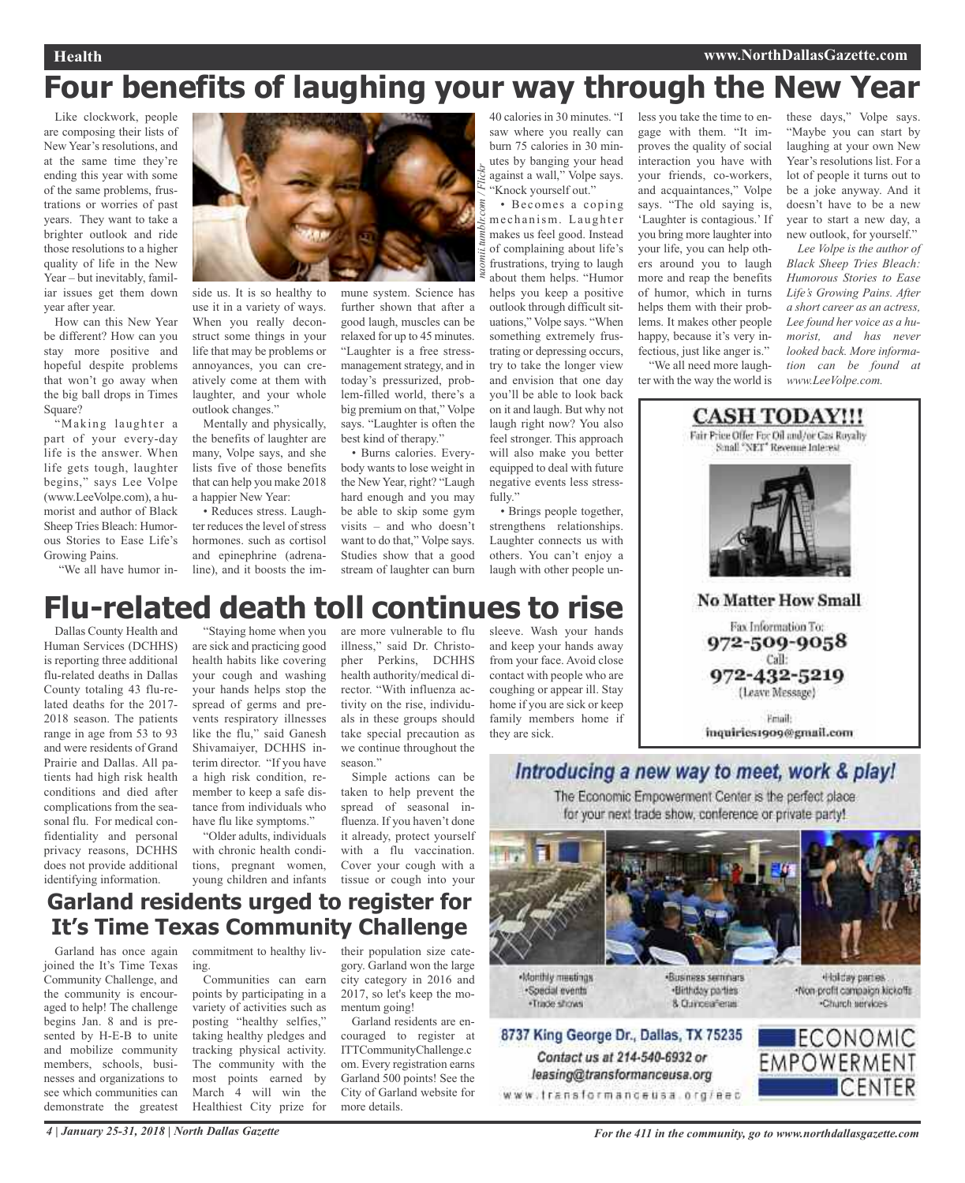# Four benefits of laughing your way through the New Year

Like clockwork, people are composing their lists of New Year's resolutions, and at the same time they're ending this year with some of the same problems, frustrations or worries of past years. They want to take a brighter outlook and ride those resolutions to a higher quality of life in the New Year – but inevitably, familiar issues get them down year after year.

How can this New Year be different? How can you stay more positive and hopeful despite problems that won't go away when the big ball drops in Times Square?

"Making laughter a part of your every-day life is the answer. When life gets tough, laughter begins," says Lee Volpe (www.LeeVolpe.com), a humorist and author of Black Sheep Tries Bleach: Humorous Stories to Ease Life's Growing Pains.

"We all have humor inside us. It is so healthy to use it in a variety of ways. When you really deconstruct some things in your life that may be problems or annoyances, you can creatively come at them with laughter, and your whole outlook changes."

naomii.tumblr.com / Flickr

Mentally and physically, the benefits of laughter are many, Volpe says, and she lists five of those benefits that can help you make 2018 a happier New Year:

• Reduces stress. Laughter reduces the level of stress hormones. such as cortisol and epinephrine (adrenaline), and it boosts the immune system. Science has further shown that after a good laugh, muscles can be relaxed for up to 45 minutes. "Laughter is a free stress-management strategy, and in today's pressurized, problem-filled world, there's a big premium on that," Volpe says. "Laughter is often the best kind of therapy."

• Burns calories. Everybody wants to lose weight in the New Year, right? "Laugh hard enough and you may be able to skip some gym visits – and who doesn't want to do that," Volpe says. Studies show that a good stream of laughter can burn 40 calories in 30 minutes. "I saw where you really can burn 75 calories in 30 minutes by banging your head against a wall," Volpe says. "Knock yourself out."

• Becomes a coping mechanism. Laughter makes us feel good. Instead of complaining about life's frustrations, trying to laugh about them helps. "Humor helps you keep a positive outlook through difficult situations," Volpe says. "When something extremely frustrating or depressing occurs, try to take the longer view and envision that one day you'll be able to look back on it and laugh. But why not laugh right now? You also feel stronger. This approach will also make you better equipped to deal with future negative events less stressfully."

• Brings people together, strengthens relationships. Laughter connects us with others. You can't enjoy a laugh with other people unless you take the time to engage with them. "It improves the quality of social interaction you have with your friends, co-workers, and acquaintances," Volpe says. "The old saying is, 'Laughter is contagious.' If you bring more laughter into your life, you can help others around you to laugh more and reap the benefits of humor, which in turn helps them with their problems. It makes other people happy, because it's very infectious, just like anger is."

"We all need more laughter with the way the world is these days," Volpe says. "Maybe you can start by laughing at your own New Year's resolutions list. For a lot of people it turns out to be a joke anyway. And it doesn't have to be a new year to start a new day, a new outlook, for yourself."

*Lee Volpe is the author of Black Sheep Tries Bleach: Humorous Stories to Ease Life's Growing Pains. After a short career as an actress, Lee found her voice as a humorist, and has never looked back. More information can be found at www.LeeVolpe.com.*

# Flu-related death toll continues to rise

Dallas County Health and Human Services (DCHHS) is reporting three additional flu-related deaths in Dallas County totaling 43 flu-related deaths for the 2017-2018 season. The patients range in age from 53 to 93 and were residents of Grand Prairie and Dallas. All patients had high risk health conditions and died after complications from the seasonal flu. For medical confidentiality and personal privacy reasons, DCHHS does not provide additional identifying information.

"Staying home when you are sick and practicing good health habits like covering your cough and washing your hands helps stop the spread of germs and prevents respiratory illnesses like the flu," said Ganesh Shivamaiyer, DCHHS interim director. "If you have a high risk condition, remember to keep a safe distance from individuals who have flu like symptoms."

"Older adults, individuals with chronic health conditions, pregnant women, young children and infants are more vulnerable to flu illness," said Dr. Christopher Perkins, DCHHS health authority/medical director. "With influenza activity on the rise, individuals in these groups should take special precaution as we continue throughout the season."

Simple actions can be taken to help prevent the spread of seasonal influenza. If you haven't done it already, protect yourself with a flu vaccination. Cover your cough with a tissue or cough into your sleeve. Wash your hands and keep your hands away from your face. Avoid close contact with people who are coughing or appear ill. Stay home if you are sick or keep family members home if they are sick.

## Garland residents urged to register for It's Time Texas Community Challenge

Garland has once again joined the It's Time Texas Community Challenge, and the community is encouraged to help! The challenge begins Jan. 8 and is presented by H-E-B to unite and mobilize community members, schools, businesses and organizations to see which communities can demonstrate the greatest commitment to healthy living.

Communities can earn points by participating in a variety of activities such as posting "healthy selfies," taking healthy pledges and tracking physical activity. The community with the most points earned by March 4 will win the Healthiest City prize for their population size category. Garland won the large city category in 2016 and 2017, so let's keep the momentum going!

Garland residents are encouraged to register at ITTCommunityChallenge.com. Every registration earns Garland 500 points! See the City of Garland website for more details.

**CASH TODAY!!!**

Fair Price Offer For Oil and/or Gas Royalty Small "NET" Revenue Interest

**No Matter How Small**

Fax Information To: 972-509-9058

Call: 972-432-5219 (Leave Message)

Email: inquiries1909@gmail.com

***Introducing a new way to meet, work & play!***

The Economic Empowerment Center is the perfect place for your next trade show, conference or private party!

- Monthly meetings
- Special events
- Trade shows
- Business seminars
- Birthday parties
- & Quinceañeras
- Holiday parties
- Non-profit campaign kickoffs
- Church services

**8737 King George Dr., Dallas, TX 75235**

*Contact us at 214-540-6932 or leasing@transformanceusa.org*

www.transformanceusa.org/eec

ECONOMIC EMPOWERMENT CENTER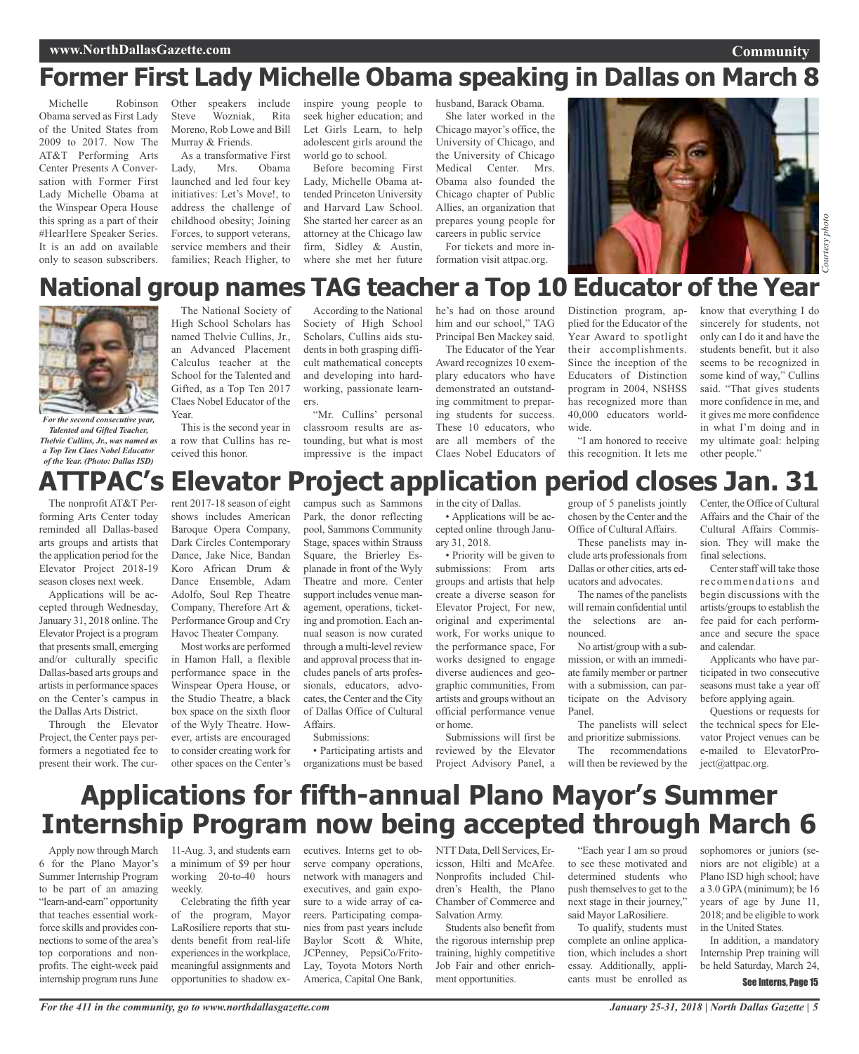# Former First Lady Michelle Obama speaking in Dallas on March 8

Michelle Robinson Obama served as First Lady of the United States from 2009 to 2017. Now The AT&T Performing Arts Center Presents A Conversation with Former First Lady Michelle Obama at the Winspear Opera House this spring as a part of their #HearHere Speaker Series. It is an add on available only to season subscribers. Other speakers include Steve Wozniak, Rita Moreno, Rob Lowe and Bill Murray & Friends.

As a transformative First Lady, Mrs. Obama launched and led four key initiatives: Let's Move!, to address the challenge of childhood obesity; Joining Forces, to support veterans, service members and their families; Reach Higher, to inspire young people to seek higher education; and Let Girls Learn, to help adolescent girls around the world go to school.

Before becoming First Lady, Michelle Obama attended Princeton University and Harvard Law School. She started her career as an attorney at the Chicago law firm, Sidley & Austin, where she met her future husband, Barack Obama.

She later worked in the Chicago mayor's office, the University of Chicago, and the University of Chicago Medical Center. Mrs. Obama also founded the Chicago chapter of Public Allies, an organization that prepares young people for careers in public service

For tickets and more information visit attpac.org.

*Courtesy photo*

# National group names TAG teacher a Top 10 Educator of the Year

*For the second consecutive year, Talented and Gifted Teacher, Thelvie Cullins, Jr., was named as a Top Ten Claes Nobel Educator of the Year. (Photo: Dallas ISD)*

The National Society of High School Scholars has named Thelvie Cullins, Jr., an Advanced Placement Calculus teacher at the School for the Talented and Gifted, as a Top Ten 2017 Claes Nobel Educator of the Year.

This is the second year in a row that Cullins has received this honor.

According to the National Society of High School Scholars, Cullins aids students in both grasping difficult mathematical concepts and developing into hardworking, passionate learners.

"Mr. Cullins' personal classroom results are astounding, but what is most impressive is the impact he's had on those around him and our school," TAG Principal Ben Mackey said.

The Educator of the Year Award recognizes 10 exemplary educators who have demonstrated an outstanding commitment to preparing students for success. These 10 educators, who are all members of the Claes Nobel Educators of Distinction program, applied for the Educator of the Year Award to spotlight their accomplishments. Since the inception of the Educators of Distinction program in 2004, NSHSS has recognized more than 40,000 educators worldwide.

"I am honored to receive this recognition. It lets me know that everything I do sincerely for students, not only can I do it and have the students benefit, but it also seems to be recognized in some kind of way," Cullins said. "That gives students more confidence in me, and it gives me more confidence in what I'm doing and in my ultimate goal: helping other people."

# ATTPAC's Elevator Project application period closes Jan. 31

The nonprofit AT&T Performing Arts Center today reminded all Dallas-based arts groups and artists that the application period for the Elevator Project 2018-19 season closes next week.

Applications will be accepted through Wednesday, January 31, 2018 online. The Elevator Project is a program that presents small, emerging and/or culturally specific Dallas-based arts groups and artists in performance spaces on the Center's campus in the Dallas Arts District.

Through the Elevator Project, the Center pays performers a negotiated fee to present their work. The current 2017-18 season of eight shows includes American Baroque Opera Company, Dark Circles Contemporary Dance, Jake Nice, Bandan Koro African Drum & Dance Ensemble, Adam Adolfo, Soul Rep Theatre Company, Therefore Art & Performance Group and Cry Havoc Theater Company.

Most works are performed in Hamon Hall, a flexible performance space in the Winspear Opera House, or the Studio Theatre, a black box space on the sixth floor of the Wyly Theatre. However, artists are encouraged to consider creating work for other spaces on the Center's campus such as Sammons Park, the donor reflecting pool, Sammons Community Stage, spaces within Strauss Square, the Brierley Esplanade in front of the Wyly Theatre and more. Center support includes venue management, operations, ticketing and promotion. Each annual season is now curated through a multi-level review and approval process that includes panels of arts professionals, educators, advocates, the Center and the City of Dallas Office of Cultural Affairs.

Submissions:

• Participating artists and organizations must be based in the city of Dallas.

• Applications will be accepted online through January 31, 2018.

• Priority will be given to submissions: From arts groups and artists that help create a diverse season for Elevator Project, For new, original and experimental work, For works unique to the performance space, For works designed to engage diverse audiences and geographic communities, From artists and groups without an official performance venue or home.

Submissions will first be reviewed by the Elevator Project Advisory Panel, a group of 5 panelists jointly chosen by the Center and the Office of Cultural Affairs.

These panelists may include arts professionals from Dallas or other cities, arts educators and advocates.

The names of the panelists will remain confidential until the selections are announced.

No artist/group with a submission, or with an immediate family member or partner with a submission, can participate on the Advisory Panel.

The panelists will select and prioritize submissions.

The recommendations will then be reviewed by the Center, the Office of Cultural Affairs and the Chair of the Cultural Affairs Commission. They will make the final selections.

Center staff will take those recommendations and begin discussions with the artists/groups to establish the fee paid for each performance and secure the space and calendar.

Applicants who have participated in two consecutive seasons must take a year off before applying again.

Questions or requests for the technical specs for Elevator Project venues can be e-mailed to ElevatorProject@attpac.org.

# Applications for fifth-annual Plano Mayor's Summer Internship Program now being accepted through March 6

Apply now through March 6 for the Plano Mayor's Summer Internship Program to be part of an amazing "learn-and-earn" opportunity that teaches essential workforce skills and provides connections to some of the area's top corporations and nonprofits. The eight-week paid internship program runs June 11-Aug. 3, and students earn a minimum of $9 per hour working 20-to-40 hours weekly.

Celebrating the fifth year of the program, Mayor LaRosiliere reports that students benefit from real-life experiences in the workplace, meaningful assignments and opportunities to shadow executives. Interns get to observe company operations, network with managers and executives, and gain exposure to a wide array of careers. Participating companies from past years include Baylor Scott & White, JCPenney, PepsiCo/Frito-Lay, Toyota Motors North America, Capital One Bank, NTT Data, Dell Services, Ericsson, Hilti and McAfee. Nonprofits included Children's Health, the Plano Chamber of Commerce and Salvation Army.

Students also benefit from the rigorous internship prep training, highly competitive Job Fair and other enrichment opportunities.

"Each year I am so proud to see these motivated and determined students who push themselves to get to the next stage in their journey," said Mayor LaRosiliere.

To qualify, students must complete an online application, which includes a short essay. Additionally, applicants must be enrolled as sophomores or juniors (seniors are not eligible) at a Plano ISD high school; have a 3.0 GPA (minimum); be 16 years of age by June 11, 2018; and be eligible to work in the United States.

In addition, a mandatory Internship Prep training will be held Saturday, March 24,

See Interns, Page 15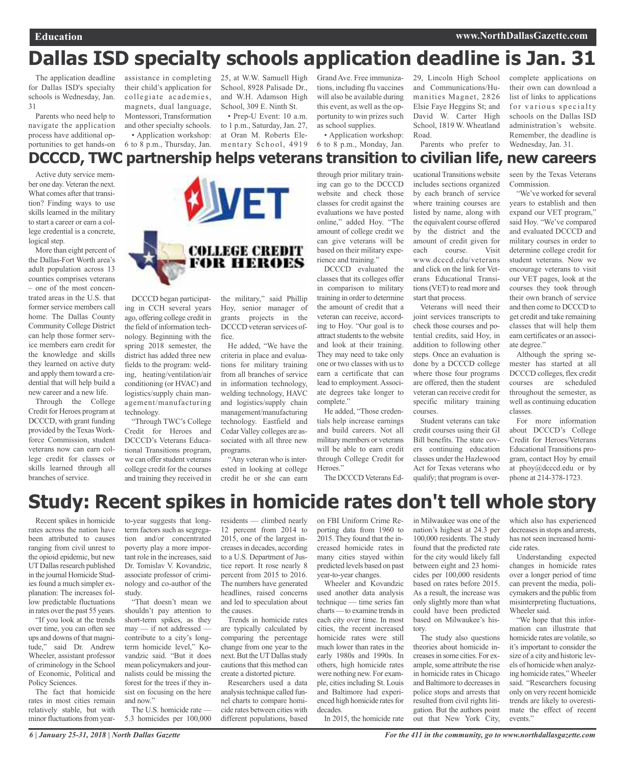# Dallas ISD specialty schools application deadline is Jan. 31

The application deadline for Dallas ISD's specialty schools is Wednesday, Jan. 31

Parents who need help to navigate the application process have additional opportunities to get hands-on assistance in completing their child's application for collegiate academies, magnets, dual language, Montessori, Transformation and other specialty schools.

- Application workshop: 6 to 8 p.m., Thursday, Jan. 25, at W.W. Samuell High School, 8928 Palisade Dr., and W.H. Adamson High School, 309 E. Ninth St.
- Prep-U Event: 10 a.m. to 1 p.m., Saturday, Jan. 27, at Oran M. Roberts Elementary School, 4919 Grand Ave. Free immunizations, including flu vaccines will also be available during this event, as well as the opportunity to win prizes such as school supplies.
- Application workshop: 6 to 8 p.m., Monday, Jan. 29, Lincoln High School and Communications/Humanities Magnet, 2826 Elsie Faye Heggins St; and David W. Carter High School, 1819 W. Wheatland Road.

Parents who prefer to complete applications on their own can download a list of links to applications for various specialty schools on the Dallas ISD administration's website. Remember, the deadline is Wednesday, Jan. 31.

# DCCCD, TWC partnership helps veterans transition to civilian life, new careers

Active duty service member one day. Veteran the next. What comes after that transition? Finding ways to use skills learned in the military to start a career or earn a college credential is a concrete, logical step.

More than eight percent of the Dallas-Fort Worth area's adult population across 13 counties comprises veterans – one of the most concentrated areas in the U.S. that former service members call home. The Dallas County Community College District can help those former service members earn credit for the knowledge and skills they learned on active duty and apply them toward a credential that will help build a new career and a new life.

Through the College Credit for Heroes program at DCCCD, with grant funding provided by the Texas Workforce Commission, student veterans now can earn college credit for classes or skills learned through all branches of service.

DCCCD began participating in CCH several years ago, offering college credit in the field of information technology. Beginning with the spring 2018 semester, the district has added three new fields to the program: welding, heating/ventilation/air conditioning (or HVAC) and logistics/supply chain management/manufacturing technology.

"Through TWC's College Credit for Heroes and DCCCD's Veterans Educational Transitions program, we can offer student veterans college credit for the courses and training they received in the military," said Phillip Hoy, senior manager of grants projects in the DCCCD veteran services office.

He added, "We have the criteria in place and evaluations for military training from all branches of service in information technology, welding technology, HAVC and logistics/supply chain management/manufacturing technology. Eastfield and Cedar Valley colleges are associated with all three new programs.

"Any veteran who is interested in looking at college credit he or she can earn through prior military training can go to the DCCCD website and check those classes for credit against the evaluations we have posted online," added Hoy. "The amount of college credit we can give veterans will be based on their military experience and training."

DCCCD evaluated the classes that its colleges offer in comparison to military training in order to determine the amount of credit that a veteran can receive, according to Hoy. "Our goal is to attract students to the website and look at their training. They may need to take only one or two classes with us to earn a certificate that can lead to employment. Associate degrees take longer to complete."

He added, "Those credentials help increase earnings and build careers. Not all military members or veterans will be able to earn credit through College Credit for Heroes."

The DCCCD Veterans Educational Transitions website includes sections organized by each branch of service where training courses are listed by name, along with the equivalent course offered by the district and the amount of credit given for each course. Visit www.dcccd.edu/veterans and click on the link for Veterans Educational Transitions (VET) to read more and start that process.

Veterans will need their joint services transcripts to check those courses and potential credits, said Hoy, in addition to following other steps. Once an evaluation is done by a DCCCD college where those four programs are offered, then the student veteran can receive credit for specific military training courses.

Student veterans can take credit courses using their GI Bill benefits. The state covers continuing education classes under the Hazlewood Act for Texas veterans who qualify; that program is overseen by the Texas Veterans Commission.

"We've worked for several years to establish and then expand our VET program," said Hoy. "We've compared and evaluated DCCCD and military courses in order to determine college credit for student veterans. Now we encourage veterans to visit our VET pages, look at the courses they took through their own branch of service and then come to DCCCD to get credit and take remaining classes that will help them earn certificates or an associate degree."

Although the spring semester has started at all DCCCD colleges, flex credit courses are scheduled throughout the semester, as well as continuing education classes.

For more information about DCCCD's College Credit for Heroes/Veterans Educational Transitions program, contact Hoy by email at phoy@dcccd.edu or by phone at 214-378-1723.

# Study: Recent spikes in homicide rates don't tell whole story

Recent spikes in homicide rates across the nation have been attributed to causes ranging from civil unrest to the opioid epidemic, but new UT Dallas research published in the journal Homicide Studies found a much simpler explanation: The increases follow predictable fluctuations in rates over the past 55 years.

"If you look at the trends over time, you can often see ups and downs of that magnitude," said Dr. Andrew Wheeler, assistant professor of criminology in the School of Economic, Political and Policy Sciences.

The fact that homicide rates in most cities remain relatively stable, but with minor fluctuations from year-to-year suggests that long-term factors such as segregation and/or concentrated poverty play a more important role in the increases, said Dr. Tomislav V. Kovandzic, associate professor of criminology and co-author of the study.

"That doesn't mean we shouldn't pay attention to short-term spikes, as they may — if not addressed — contribute to a city's long-term homicide level," Kovandzic said. "But it does mean policymakers and journalists could be missing the forest for the trees if they insist on focusing on the here and now."

The U.S. homicide rate — 5.3 homicides per 100,000 residents — climbed nearly 12 percent from 2014 to 2015, one of the largest increases in decades, according to a U.S. Department of Justice report. It rose nearly 8 percent from 2015 to 2016. The numbers have generated headlines, raised concerns and led to speculation about the causes.

Trends in homicide rates are typically calculated by comparing the percentage change from one year to the next. But the UT Dallas study cautions that this method can create a distorted picture.

Researchers used a data analysis technique called funnel charts to compare homicide rates between cities with different populations, based on FBI Uniform Crime Reporting data from 1960 to 2015. They found that the increased homicide rates in many cities stayed within predicted levels based on past year-to-year changes.

Wheeler and Kovandzic used another data analysis technique — time series fan charts — to examine trends in each city over time. In most cities, the recent increased homicide rates were still much lower than rates in the early 1980s and 1990s. In others, high homicide rates were nothing new. For example, cities including St. Louis and Baltimore had experienced high homicide rates for decades.

In 2015, the homicide rate in Milwaukee was one of the nation's highest at 24.3 per 100,000 residents. The study found that the predicted rate for the city would likely fall between eight and 23 homicides per 100,000 residents based on rates before 2015. As a result, the increase was only slightly more than what could have been predicted based on Milwaukee's history.

The study also questions theories about homicide increases in some cities. For example, some attribute the rise in homicide rates in Chicago and Baltimore to decreases in police stops and arrests that resulted from civil rights litigation. But the authors point out that New York City, which also has experienced decreases in stops and arrests, has not seen increased homicide rates.

Understanding expected changes in homicide rates over a longer period of time can prevent the media, policymakers and the public from misinterpreting fluctuations, Wheeler said.

"We hope that this information can illustrate that homicide rates are volatile, so it's important to consider the size of a city and historic levels of homicide when analyzing homicide rates," Wheeler said. "Researchers focusing only on very recent homicide trends are likely to overestimate the effect of recent events."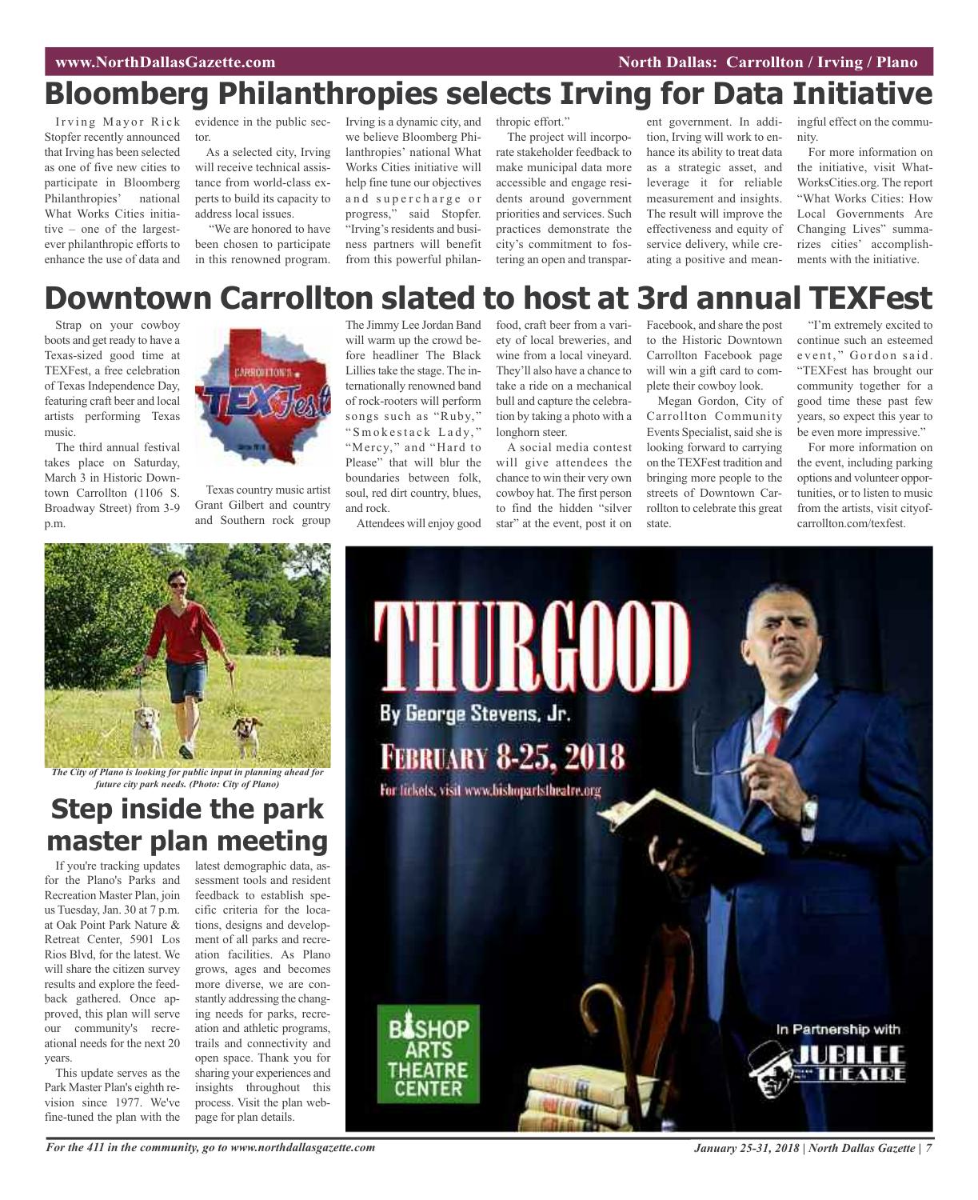# Bloomberg Philanthropies selects Irving for Data Initiative

Irving Mayor Rick Stopfer recently announced that Irving has been selected as one of five new cities to participate in Bloomberg Philanthropies' national What Works Cities initiative – one of the largest-ever philanthropic efforts to enhance the use of data and evidence in the public sector.

As a selected city, Irving will receive technical assistance from world-class experts to build its capacity to address local issues.

"We are honored to have been chosen to participate in this renowned program. Irving is a dynamic city, and we believe Bloomberg Philanthropies' national What Works Cities initiative will help fine tune our objectives and supercharge or progress," said Stopfer. "Irving's residents and business partners will benefit from this powerful philanthropic effort."

The project will incorporate stakeholder feedback to make municipal data more accessible and engage residents around government priorities and services. Such practices demonstrate the city's commitment to fostering an open and transparent government. In addition, Irving will work to enhance its ability to treat data as a strategic asset, and leverage it for reliable measurement and insights. The result will improve the effectiveness and equity of service delivery, while creating a positive and meaningful effect on the community.

For more information on the initiative, visit WhatWorksCities.org. The report "What Works Cities: How Local Governments Are Changing Lives" summarizes cities' accomplishments with the initiative.

# Downtown Carrollton slated to host at 3rd annual TEXFest

Strap on your cowboy boots and get ready to have a Texas-sized good time at TEXFest, a free celebration of Texas Independence Day, featuring craft beer and local artists performing Texas music.

The third annual festival takes place on Saturday, March 3 in Historic Downtown Carrollton (1106 S. Broadway Street) from 3-9 p.m.

Texas country music artist Grant Gilbert and country and Southern rock group The Jimmy Lee Jordan Band will warm up the crowd before headliner The Black Lillies take the stage. The internationally renowned band of rock-rooters will perform songs such as "Ruby," "Smokestack Lady," "Mercy," and "Hard to Please" that will blur the boundaries between folk, soul, red dirt country, blues, and rock.

Attendees will enjoy good food, craft beer from a variety of local breweries, and wine from a local vineyard. They'll also have a chance to take a ride on a mechanical bull and capture the celebration by taking a photo with a longhorn steer.

A social media contest will give attendees the chance to win their very own cowboy hat. The first person to find the hidden "silver star" at the event, post it on Facebook, and share the post to the Historic Downtown Carrollton Facebook page will win a gift card to complete their cowboy look.

Megan Gordon, City of Carrollton Community Events Specialist, said she is looking forward to carrying on the TEXFest tradition and bringing more people to the streets of Downtown Carrollton to celebrate this great state.

"I'm extremely excited to continue such an esteemed event," Gordon said. "TEXFest has brought our community together for a good time these past few years, so expect this year to be even more impressive."

For more information on the event, including parking options and volunteer opportunities, or to listen to music from the artists, visit cityofcarrollton.com/texfest.

*The City of Plano is looking for public input in planning ahead for future city park needs. (Photo: City of Plano)*

## Step inside the park master plan meeting

If you're tracking updates for the Plano's Parks and Recreation Master Plan, join us Tuesday, Jan. 30 at 7 p.m. at Oak Point Park Nature & Retreat Center, 5901 Los Rios Blvd, for the latest. We will share the citizen survey results and explore the feedback gathered. Once approved, this plan will serve our community's recreational needs for the next 20 years.

This update serves as the Park Master Plan's eighth revision since 1977. We've fine-tuned the plan with the latest demographic data, assessment tools and resident feedback to establish specific criteria for the locations, designs and development of all parks and recreation facilities. As Plano grows, ages and becomes more diverse, we are constantly addressing the changing needs for parks, recreation and athletic programs, trails and connectivity and open space. Thank you for sharing your experiences and insights throughout this process. Visit the plan webpage for plan details.

THURGOOD

By George Stevens, Jr.

FEBRUARY 8-25, 2018

For tickets, visit www.bishopartstheatre.org

BISHOP ARTS THEATRE CENTER

In Partnership with JUBILEE THEATRE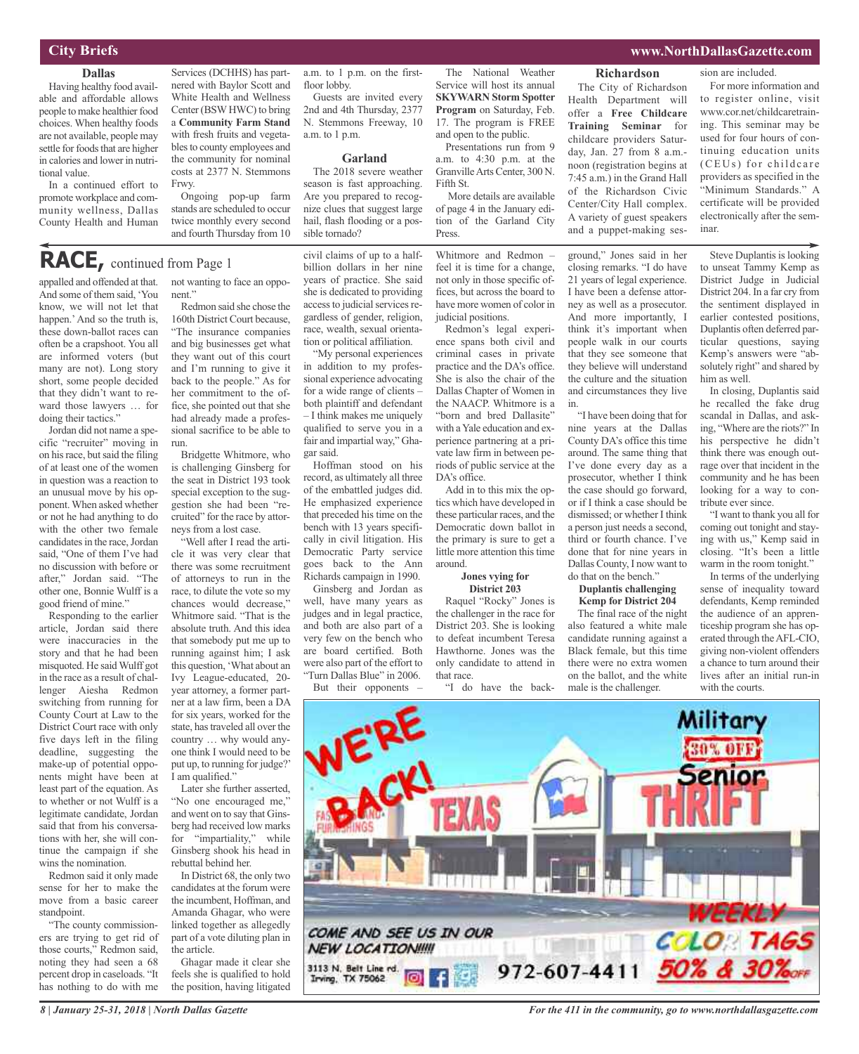## City Briefs

### Dallas

Having healthy food available and affordable allows people to make healthier food choices. When healthy foods are not available, people may settle for foods that are higher in calories and lower in nutritional value.

In a continued effort to promote workplace and community wellness, Dallas County Health and Human Services (DCHHS) has partnered with Baylor Scott and White Health and Wellness Center (BSW HWC) to bring a **Community Farm Stand** with fresh fruits and vegetables to county employees and the community for nominal costs at 2377 N. Stemmons Frwy.

Ongoing pop-up farm stands are scheduled to occur twice monthly every second and fourth Thursday from 10 a.m. to 1 p.m. on the first-floor lobby.

Guests are invited every 2nd and 4th Thursday, 2377 N. Stemmons Freeway, 10 a.m. to 1 p.m.

### Garland

The 2018 severe weather season is fast approaching. Are you prepared to recognize clues that suggest large hail, flash flooding or a possible tornado?

The National Weather Service will host its annual **SKYWARN Storm Spotter Program** on Saturday, Feb. 17. The program is FREE and open to the public.

Presentations run from 9 a.m. to 4:30 p.m. at the Granville Arts Center, 300 N. Fifth St.

More details are available of page 4 in the January edition of the Garland City Press.

### Richardson

The City of Richardson Health Department will offer a **Free Childcare Training Seminar** for childcare providers Saturday, Jan. 27 from 8 a.m.-noon (registration begins at 7:45 a.m.) in the Grand Hall of the Richardson Civic Center/City Hall complex. A variety of guest speakers and a puppet-making session are included.

For more information and to register online, visit www.cor.net/childcaretraining. This seminar may be used for four hours of continuing education units (CEUs) for childcare providers as specified in the "Minimum Standards." A certificate will be provided electronically after the seminar.

## RACE, continued from Page 1

appalled and offended at that. And some of them said, 'You know, we will not let that happen.' And so the truth is, these down-ballot races can often be a crapshoot. You all are informed voters (but many are not). Long story short, some people decided that they didn't want to reward those lawyers … for doing their tactics."

Jordan did not name a specific "recruiter" moving in on his race, but said the filing of at least one of the women in question was a reaction to an unusual move by his opponent. When asked whether or not he had anything to do with the other two female candidates in the race, Jordan said, "One of them I've had no discussion with before or after," Jordan said. "The other one, Bonnie Wulff is a good friend of mine."

Responding to the earlier article, Jordan said there were inaccuracies in the story and that he had been misquoted. He said Wulff got in the race as a result of challenger Aiesha Redmon switching from running for County Court at Law to the District Court race with only five days left in the filing deadline, suggesting the make-up of potential opponents might have been at least part of the equation. As to whether or not Wulff is a legitimate candidate, Jordan said that from his conversations with her, she will continue the campaign if she wins the nomination.

Redmon said it only made sense for her to make the move from a basic career standpoint.

"The county commissioners are trying to get rid of those courts," Redmon said, noting they had seen a 68 percent drop in caseloads. "It has nothing to do with me not wanting to face an opponent."

Redmon said she chose the 160th District Court because, "The insurance companies and big businesses get what they want out of this court and I'm running to give it back to the people." As for her commitment to the office, she pointed out that she had already made a professional sacrifice to be able to run.

Bridgette Whitmore, who is challenging Ginsberg for the seat in District 193 took special exception to the suggestion she had been "recruited" for the race by attorneys from a lost case.

"Well after I read the article it was very clear that there was some recruitment of attorneys to run in the race, to dilute the vote so my chances would decrease," Whitmore said. "That is the absolute truth. And this idea that somebody put me up to running against him; I ask this question, 'What about an Ivy League-educated, 20-year attorney, a former partner at a law firm, been a DA for six years, worked for the state, has traveled all over the country … why would anyone think I would need to be put up, to running for judge?' I am qualified."

Later she further asserted, "No one encouraged me," and went on to say that Ginsberg had received low marks for "impartiality," while Ginsberg shook his head in rebuttal behind her.

In District 68, the only two candidates at the forum were the incumbent, Hoffman, and Amanda Ghagar, who were linked together as allegedly part of a vote diluting plan in the article.

Ghagar made it clear she feels she is qualified to hold the position, having litigated civil claims of up to a half-billion dollars in her nine years of practice. She said she is dedicated to providing access to judicial services regardless of gender, religion, race, wealth, sexual orientation or political affiliation.

"My personal experiences in addition to my professional experience advocating for a wide range of clients – both plaintiff and defendant – I think makes me uniquely qualified to serve you in a fair and impartial way," Ghagar said.

Hoffman stood on his record, as ultimately all three of the embattled judges did. He emphasized experience that preceded his time on the bench with 13 years specifically in civil litigation. His Democratic Party service goes back to the Ann Richards campaign in 1990.

Ginsberg and Jordan as well, have many years as judges and in legal practice, and both are also part of a very few on the bench who are board certified. Both were also part of the effort to "Turn Dallas Blue" in 2006.

But their opponents – Whitmore and Redmon – feel it is time for a change, not only in those specific offices, but across the board to have more women of color in judicial positions.

Redmon's legal experience spans both civil and criminal cases in private practice and the DA's office. She is also the chair of the Dallas Chapter of Women in the NAACP. Whitmore is a "born and bred Dallasite" with a Yale education and experience partnering at a private law firm in between periods of public service at the DA's office.

Add in to this mix the optics which have developed in these particular races, and the Democratic down ballot in the primary is sure to get a little more attention this time around.

**Jones vying for District 203**

Raquel "Rocky" Jones is the challenger in the race for District 203. She is looking to defeat incumbent Teresa Hawthorne. Jones was the only candidate to attend in that race.

"I do have the background," Jones said in her closing remarks. "I do have 21 years of legal experience. I have been a defense attorney as well as a prosecutor. And more importantly, I think it's important when people walk in our courts that they see someone that they believe will understand the culture and the situation and circumstances they live in.

"I have been doing that for nine years at the Dallas County DA's office this time around. The same thing that I've done every day as a prosecutor, whether I think the case should go forward, or if I think a case should be dismissed; or whether I think a person just needs a second, third or fourth chance. I've done that for nine years in Dallas County, I now want to do that on the bench."

**Duplantis challenging Kemp for District 204**

The final race of the night also featured a white male candidate running against a Black female, but this time there were no extra women on the ballot, and the white male is the challenger.

Steve Duplantis is looking to unseat Tammy Kemp as District Judge in Judicial District 204. In a far cry from the sentiment displayed in earlier contested positions, Duplantis often deferred particular questions, saying Kemp's answers were "absolutely right" and shared by him as well.

In closing, Duplantis said he recalled the fake drug scandal in Dallas, and asking, "Where are the riots?" In his perspective he didn't think there was enough outrage over that incident in the community and he has been looking for a way to contribute ever since.

"I want to thank you all for coming out tonight and staying with us," Kemp said in closing. "It's been a little warm in the room tonight."

In terms of the underlying sense of inequality toward defendants, Kemp reminded the audience of an apprenticeship program she has operated through the AFL-CIO, giving non-violent offenders a chance to turn around their lives after an initial run-in with the courts.

WE'RE BACK! TEXAS THRIFT — Military 30% OFF — Senior

COME AND SEE US IN OUR NEW LOCATION!!!!!

3113 N. Belt Line rd. Irving, TX 75062 — 972-607-4411

WEEKLY COLOR TAGS 50% & 30% OFF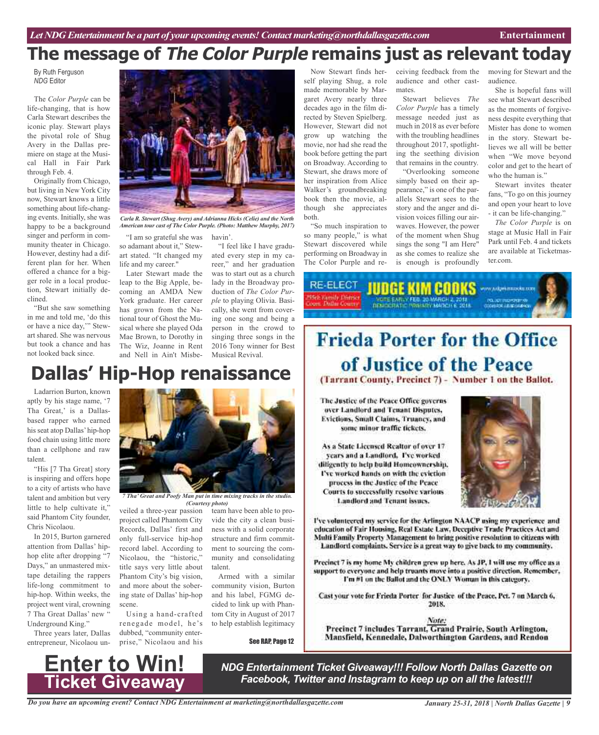# The message of *The Color Purple* remains just as relevant today

By Ruth Ferguson
*NDG* Editor

The *Color Purple* can be life-changing, that is how Carla Stewart describes the iconic play. Stewart plays the pivotal role of Shug Avery in the Dallas premiere on stage at the Music Hall in Fair Park through Feb. 4.

Originally from Chicago, but living in New York City now, Stewart knows a little something about life-changing events. Initially, she was happy to be a background singer and perform in community theater in Chicago. However, destiny had a different plan for her. When offered a chance for a bigger role in a local production, Stewart initially declined.

"But she saw something in me and told me, 'do this or have a nice day,'" Stewart shared. She was nervous but took a chance and has not looked back since.

*Carla R. Stewart (Shug Avery) and Adrianna Hicks (Celie) and the North American tour cast of The Color Purple. (Photo: Matthew Murphy, 2017)*

"I am so grateful she was so adamant about it," Stewart stated. "It changed my life and my career."

Later Stewart made the leap to the Big Apple, becoming an AMDA New York graduate. Her career has grown from the National tour of Ghost the Musical where she played Oda Mae Brown, to Dorothy in The Wiz, Joanne in Rent and Nell in Ain't Misbehavin'.

"I feel like I have graduated every step in my career," and her graduation was to start out as a church lady in the Broadway production of *The Color Purple* to playing Olivia. Basically, she went from covering one song and being a person in the crowd to singing three songs in the 2016 Tony winner for Best Musical Revival.

Now Stewart finds herself playing Shug, a role made memorable by Margaret Avery nearly three decades ago in the film directed by Steven Spielberg. However, Stewart did not grow up watching the movie, nor had she read the book before getting the part on Broadway. According to Stewart, she draws more of her inspiration from Alice Walker's groundbreaking book then the movie, although she appreciates both.

"So much inspiration to so many people," is what Stewart discovered while performing on Broadway in The Color Purple and receiving feedback from the audience and other castmates.

Stewart believes *The Color Purple* has a timely message needed just as much in 2018 as ever before with the troubling headlines throughout 2017, spotlighting the seething division that remains in the country.

"Overlooking someone simply based on their appearance," is one of the parallels Stewart sees to the story and the anger and division voices filling our airwaves. However, the power of the moment when Shug sings the song "I am Here" as she comes to realize she is enough is profoundly moving for Stewart and the audience.

She is hopeful fans will see what Stewart described as the moments of forgiveness despite everything that Mister has done to women in the story. Stewart believes we all will be better when "We move beyond color and get to the heart of who the human is."

Stewart invites theater fans, "To go on this journey and open your heart to love - it can be life-changing."

*The Color Purple* is on stage at Music Hall in Fair Park until Feb. 4 and tickets are available at Ticketmaster.com.

# Dallas' Hip-Hop renaissance

Ladarrion Burton, known aptly by his stage name, '7 Tha Great,' is a Dallas-based rapper who earned his seat atop Dallas' hip-hop food chain using little more than a cellphone and raw talent.

"His [7 Tha Great] story is inspiring and offers hope to a city of artists who have talent and ambition but very little to help cultivate it," said Phantom City founder, Chris Nicolaou.

In 2015, Burton garnered attention from Dallas' hip-hop elite after dropping "7 Days," an unmastered mixtape detailing the rappers life-long commitment to hip-hop. Within weeks, the project went viral, crowning 7 Tha Great Dallas' new " Underground King."

Three years later, Dallas entrepreneur, Nicolaou unveiled a three-year passion project called Phantom City Records, Dallas' first and only full-service hip-hop record label. According to Nicolaou, the "historic," title says very little about Phantom City's big vision, and more about the sobering state of Dallas' hip-hop scene.

*7 Tha' Great and Poofy Man put in time mixing tracks in the studio. (Courtesy photo)*

Using a hand-crafted renegade model, he's dubbed, "community enterprise," Nicolaou and his team have been able to provide the city a clean business with a solid corporate structure and firm commitment to sourcing the community and consolidating talent.

Armed with a similar community vision, Burton and his label, FGMG decided to link up with Phantom City in August of 2017 to help establish legitimacy

See RAP, Page 12

RE-ELECT **JUDGE KIM COOKS**
255th Family District Court, Dallas County
VOTE EARLY FEB. 20-MARCH 2, 2018 DEMOCRATIC PRIMARY MARCH 6, 2018

## Frieda Porter for the Office of Justice of the Peace

**(Tarrant County, Precinct 7) - Number 1 on the Ballot.**

The Justice of the Peace Office governs over Landlord and Tenant Disputes, Evictions, Small Claims, Truancy, and some minor traffic tickets.

As a State Licensed Realtor of over 17 years and a Landlord, I've worked diligently to help build Homeownership. I've worked hands on with the eviction process in the Justice of the Peace Courts to successfully resolve various Landlord and Tenant issues.

I've volunteered my service for the Arlington NAACP using my experience and education of Fair Housing, Real Estate Law, Deceptive Trade Practices Act and Multi Family Property Management to bring positive resolution to citizens with Landlord complaints. Service is a great way to give back to my community.

Precinct 7 is my home My children grew up here. As JP, I will use my office as a support to everyone and help truants move into a positive direction. Remember, I'm #1 on the Ballot and the ONLY Woman in this category.

Cast your vote for Frieda Porter for Justice of the Peace, Pct. 7 on March 6, 2018.

*Note:*
Precinct 7 includes Tarrant, Grand Prairie, South Arlington, Mansfield, Kennedale, Dalworthington Gardens, and Rendon

# Enter to Win! Ticket Giveaway

***NDG Entertainment Ticket Giveaway!!! Follow North Dallas Gazette on Facebook, Twitter and Instagram to keep up on all the latest!!!***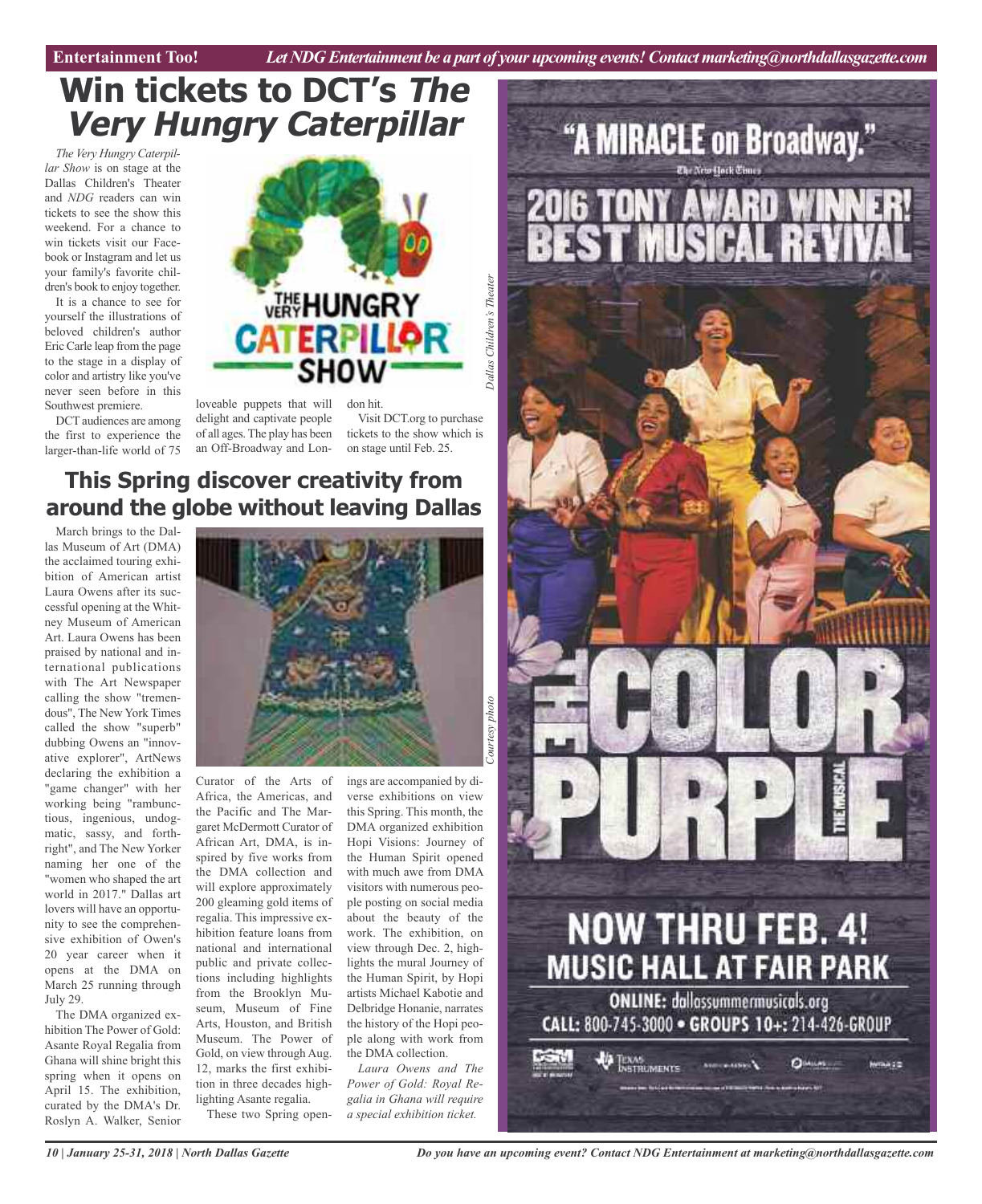# Win tickets to DCT's *The Very Hungry Caterpillar*

*The Very Hungry Caterpillar Show* is on stage at the Dallas Children's Theater and *NDG* readers can win tickets to see the show this weekend. For a chance to win tickets visit our Facebook or Instagram and let us your family's favorite children's book to enjoy together.

It is a chance to see for yourself the illustrations of beloved children's author Eric Carle leap from the page to the stage in a display of color and artistry like you've never seen before in this Southwest premiere.

DCT audiences are among the first to experience the larger-than-life world of 75 loveable puppets that will delight and captivate people of all ages. The play has been an Off-Broadway and London hit.

Visit DCT.org to purchase tickets to the show which is on stage until Feb. 25.

*Dallas Children's Theater*

## This Spring discover creativity from around the globe without leaving Dallas

*Courtesy photo*

March brings to the Dallas Museum of Art (DMA) the acclaimed touring exhibition of American artist Laura Owens after its successful opening at the Whitney Museum of American Art. Laura Owens has been praised by national and international publications with The Art Newspaper calling the show "tremendous", The New York Times called the show "superb" dubbing Owens an "innovative explorer", ArtNews declaring the exhibition a "game changer" with her working being "rambunctious, ingenious, undogmatic, sassy, and forthright", and The New Yorker naming her one of the "women who shaped the art world in 2017." Dallas art lovers will have an opportunity to see the comprehensive exhibition of Owen's 20 year career when it opens at the DMA on March 25 running through July 29.

The DMA organized exhibition The Power of Gold: Asante Royal Regalia from Ghana will shine bright this spring when it opens on April 15. The exhibition, curated by the DMA's Dr. Roslyn A. Walker, Senior Curator of the Arts of Africa, the Americas, and the Pacific and The Margaret McDermott Curator of African Art, DMA, is inspired by five works from the DMA collection and will explore approximately 200 gleaming gold items of regalia. This impressive exhibition feature loans from national and international public and private collections including highlights from the Brooklyn Museum, Museum of Fine Arts, Houston, and British Museum. The Power of Gold, on view through Aug. 12, marks the first exhibition in three decades highlighting Asante regalia.

These two Spring openings are accompanied by diverse exhibitions on view this Spring. This month, the DMA organized exhibition Hopi Visions: Journey of the Human Spirit opened with much awe from DMA visitors with numerous people posting on social media about the beauty of the work. The exhibition, on view through Dec. 2, highlights the mural Journey of the Human Spirit, by Hopi artists Michael Kabotie and Delbridge Honanie, narrates the history of the Hopi people along with work from the DMA collection.

*Laura Owens and The Power of Gold: Royal Regalia in Ghana will require a special exhibition ticket.*

"A MIRACLE on Broadway." — The New York Times

2016 TONY AWARD WINNER! BEST MUSICAL REVIVAL

THE COLOR PURPLE — THE MUSICAL

NOW THRU FEB. 4!
MUSIC HALL AT FAIR PARK

ONLINE: dallassummermusicals.org
CALL: 800-745-3000 • GROUPS 10+: 214-426-GROUP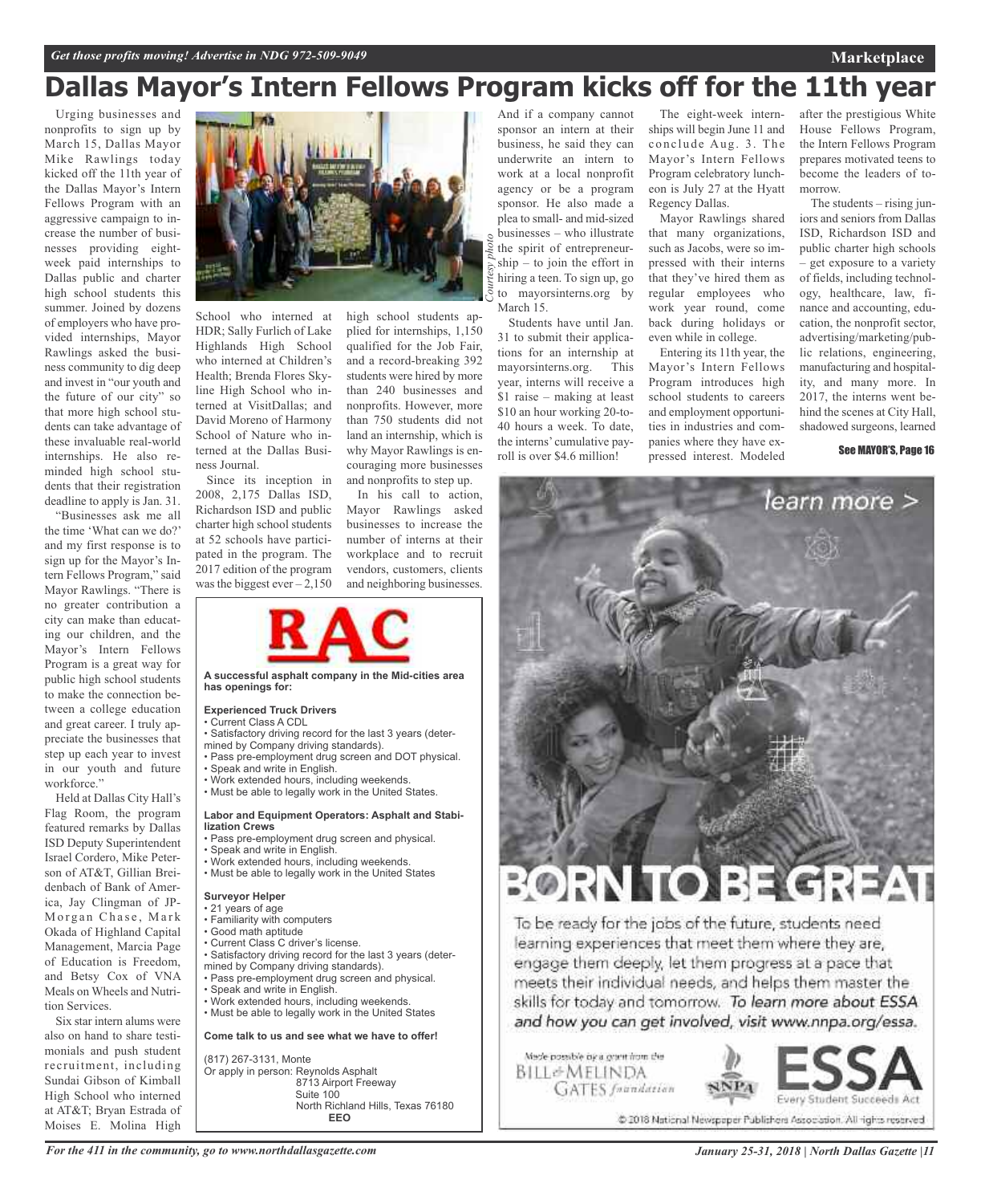# Dallas Mayor's Intern Fellows Program kicks off for the 11th year

Urging businesses and nonprofits to sign up by March 15, Dallas Mayor Mike Rawlings today kicked off the 11th year of the Dallas Mayor's Intern Fellows Program with an aggressive campaign to increase the number of businesses providing eight-week paid internships to Dallas public and charter high school students this summer. Joined by dozens of employers who have provided internships, Mayor Rawlings asked the business community to dig deep and invest in "our youth and the future of our city" so that more high school students can take advantage of these invaluable real-world internships. He also reminded high school students that their registration deadline to apply is Jan. 31.

"Businesses ask me all the time 'What can we do?' and my first response is to sign up for the Mayor's Intern Fellows Program," said Mayor Rawlings. "There is no greater contribution a city can make than educating our children, and the Mayor's Intern Fellows Program is a great way for public high school students to make the connection between a college education and great career. I truly appreciate the businesses that step up each year to invest in our youth and future workforce."

Held at Dallas City Hall's Flag Room, the program featured remarks by Dallas ISD Deputy Superintendent Israel Cordero, Mike Peterson of AT&T, Gillian Breidenbach of Bank of America, Jay Clingman of JPMorgan Chase, Mark Okada of Highland Capital Management, Marcia Page of Education is Freedom, and Betsy Cox of VNA Meals on Wheels and Nutrition Services.

Six star intern alums were also on hand to share testimonials and push student recruitment, including Sundai Gibson of Kimball High School who interned at AT&T; Bryan Estrada of Moises E. Molina High School who interned at HDR; Sally Furlich of Lake Highlands High School who interned at Children's Health; Brenda Flores Skyline High School who interned at VisitDallas; and David Moreno of Harmony School of Nature who interned at the Dallas Business Journal.

*Courtesy photo*

Since its inception in 2008, 2,175 Dallas ISD, Richardson ISD and public charter high school students at 52 schools have participated in the program. The 2017 edition of the program was the biggest ever – 2,150 high school students applied for internships, 1,150 qualified for the Job Fair, and a record-breaking 392 students were hired by more than 240 businesses and nonprofits. However, more than 750 students did not land an internship, which is why Mayor Rawlings is encouraging more businesses and nonprofits to step up.

In his call to action, Mayor Rawlings asked businesses to increase the number of interns at their workplace and to recruit vendors, customers, clients and neighboring businesses. And if a company cannot sponsor an intern at their business, he said they can underwrite an intern to work at a local nonprofit agency or be a program sponsor. He also made a plea to small- and mid-sized businesses – who illustrate the spirit of entrepreneurship – to join the effort in hiring a teen. To sign up, go to mayorsinterns.org by March 15.

Students have until Jan. 31 to submit their applications for an internship at mayorsinterns.org. This year, interns will receive a $1 raise – making at least $10 an hour working 20-to-40 hours a week. To date, the interns' cumulative payroll is over $4.6 million!

The eight-week internships will begin June 11 and conclude Aug. 3. The Mayor's Intern Fellows Program celebratory luncheon is July 27 at the Hyatt Regency Dallas.

Mayor Rawlings shared that many organizations, such as Jacobs, were so impressed with their interns that they've hired them as regular employees who work year round, come back during holidays or even while in college.

Entering its 11th year, the Mayor's Intern Fellows Program introduces high school students to careers and employment opportunities in industries and companies where they have expressed interest. Modeled after the prestigious White House Fellows Program, the Intern Fellows Program prepares motivated teens to become the leaders of tomorrow.

The students – rising juniors and seniors from Dallas ISD, Richardson ISD and public charter high schools – get exposure to a variety of fields, including technology, healthcare, law, finance and accounting, education, the nonprofit sector, advertising/marketing/public relations, engineering, manufacturing and hospitality, and many more. In 2017, the interns went behind the scenes at City Hall, shadowed surgeons, learned

**See MAYOR'S, Page 16**

---

# RAC

**A successful asphalt company in the Mid-cities area has openings for:**

**Experienced Truck Drivers**
- Current Class A CDL
- Satisfactory driving record for the last 3 years (determined by Company driving standards).
- Pass pre-employment drug screen and DOT physical.
- Speak and write in English.
- Work extended hours, including weekends.
- Must be able to legally work in the United States.

**Labor and Equipment Operators: Asphalt and Stabilization Crews**
- Pass pre-employment drug screen and physical.
- Speak and write in English.
- Work extended hours, including weekends.
- Must be able to legally work in the United States

**Surveyor Helper**
- 21 years of age
- Familiarity with computers
- Good math aptitude
- Current Class C driver's license.
- Satisfactory driving record for the last 3 years (determined by Company driving standards).
- Pass pre-employment drug screen and physical.
- Speak and write in English.
- Work extended hours, including weekends.
- Must be able to legally work in the United States

**Come talk to us and see what we have to offer!**

(817) 267-3131, Monte
Or apply in person: Reynolds Asphalt
8713 Airport Freeway
Suite 100
North Richland Hills, Texas 76180
**EEO**

---

learn more >

# BORN TO BE GREAT

To be ready for the jobs of the future, students need learning experiences that meet them where they are, engage them deeply, let them progress at a pace that meets their individual needs, and helps them master the skills for today and tomorrow. *To learn more about ESSA and how you can get involved, visit www.nnpa.org/essa.*

Made possible by a grant from the Bill & Melinda Gates foundation

NNPA

ESSA — Every Student Succeeds Act

© 2018 National Newspaper Publishers Association. All rights reserved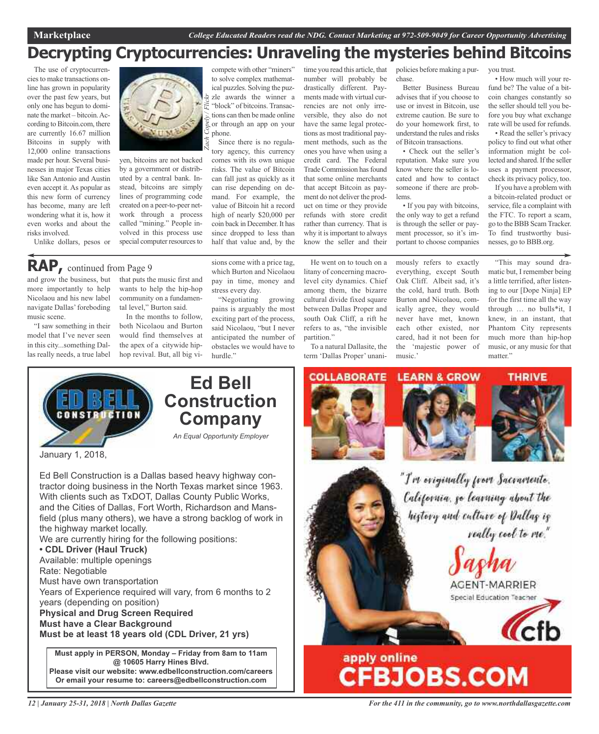Marketplace

College Educated Readers read the NDG. Contact Marketing at 972-509-9049 for Career Opportunity Advertising

# Decrypting Cryptocurrencies: Unraveling the mysteries behind Bitcoins

The use of cryptocurrencies to make transactions online has grown in popularity over the past few years, but only one has begun to dominate the market – bitcoin. According to Bitcoin.com, there are currently 16.67 million Bitcoins in supply with 12,000 online transactions made per hour. Several businesses in major Texas cities like San Antonio and Austin even accept it. As popular as this new form of currency has become, many are left wondering what it is, how it even works and about the risks involved.

*Zach Copely/ Flickr*

Unlike dollars, pesos or yen, bitcoins are not backed by a government or distributed by a central bank. Instead, bitcoins are simply lines of programming code created on a peer-to-peer network through a process called "mining." People involved in this process use special computer resources to compete with other "miners" to solve complex mathematical puzzles. Solving the puzzle awards the winner a "block" of bitcoins. Transactions can then be made online or through an app on your phone.

Since there is no regulatory agency, this currency comes with its own unique risks. The value of Bitcoin can fall just as quickly as it can rise depending on demand. For example, the value of Bitcoin hit a record high of nearly $20,000 per coin back in December. It has since dropped to less than half that value and, by the time you read this article, that number will probably be drastically different. Payments made with virtual currencies are not only irreversible, they also do not have the same legal protections as most traditional payment methods, such as the ones you have when using a credit card. The Federal Trade Commission has found that some online merchants that accept Bitcoin as payment do not deliver the product on time or they provide refunds with store credit rather than currency. That is why it is important to always know the seller and their policies before making a purchase.

Better Business Bureau advises that if you choose to use or invest in Bitcoin, use extreme caution. Be sure to do your homework first, to understand the rules and risks of Bitcoin transactions.

- Check out the seller's reputation. Make sure you know where the seller is located and how to contact someone if there are problems.
- If you pay with bitcoins, the only way to get a refund is through the seller or payment processor, so it's important to choose companies you trust.
- How much will your refund be? The value of a bitcoin changes constantly so the seller should tell you before you buy what exchange rate will be used for refunds.
- Read the seller's privacy policy to find out what other information might be collected and shared. If the seller uses a payment processor, check its privacy policy, too.

If you have a problem with a bitcoin-related product or service, file a complaint with the FTC. To report a scam, go to the BBB Scam Tracker. To find trustworthy businesses, go to BBB.org.

## RAP, continued from Page 9

and grow the business, but more importantly to help Nicolaou and his new label navigate Dallas' foreboding music scene.

"I saw something in their model that I've never seen in this city...something Dallas really needs, a true label that puts the music first and wants to help the hip-hop community on a fundamental level," Burton said.

In the months to follow, both Nicolaou and Burton would find themselves at the apex of a citywide hip-hop revival. But, all big visions come with a price tag, which Burton and Nicolaou pay in time, money and stress every day.

"Negotiating growing pains is arguably the most exciting part of the process, said Nicolaou, "but I never anticipated the number of obstacles we would have to hurdle."

He went on to touch on a litany of concerning macro-level city dynamics. Chief among them, the bizarre cultural divide fixed square between Dallas Proper and south Oak Cliff, a rift he refers to as, "the invisible partition."

To a natural Dallasite, the term 'Dallas Proper' unanimously refers to exactly everything, except South Oak Cliff. Albeit sad, it's the cold, hard truth. Both Burton and Nicolaou, comically agree, they would never have met, known each other existed, nor cared, had it not been for the 'majestic power of music.'

"This may sound dramatic but, I remember being a little terrified, after listening to our [Dope Ninja] EP for the first time all the way through … no bulls*it, I knew, in an instant, that Phantom City represents much more than hip-hop music, or any music for that matter."

## Ed Bell Construction Company

*An Equal Opportunity Employer*

January 1, 2018,

Ed Bell Construction is a Dallas based heavy highway contractor doing business in the North Texas market since 1963. With clients such as TxDOT, Dallas County Public Works, and the Cities of Dallas, Fort Worth, Richardson and Mansfield (plus many others), we have a strong backlog of work in the highway market locally.

We are currently hiring for the following positions:

**• CDL Driver (Haul Truck)**

Available: multiple openings

Rate: Negotiable

Must have own transportation

Years of Experience required will vary, from 6 months to 2 years (depending on position)

**Physical and Drug Screen Required**

**Must have a Clear Background**

**Must be at least 18 years old (CDL Driver, 21 yrs)**

**Must apply in PERSON, Monday – Friday from 8am to 11am @ 10605 Harry Hines Blvd.**

**Please visit our website: www.edbellconstruction.com/careers**

**Or email your resume to: careers@edbellconstruction.com**

COLLABORATE LEARN & GROW THRIVE

"I'm originally from Sacramento, California, so learning about the history and culture of Dallas is really cool to me."

Sasha AGENT-MARRIER
Special Education Teacher

cfb

apply online CFBJOBS.COM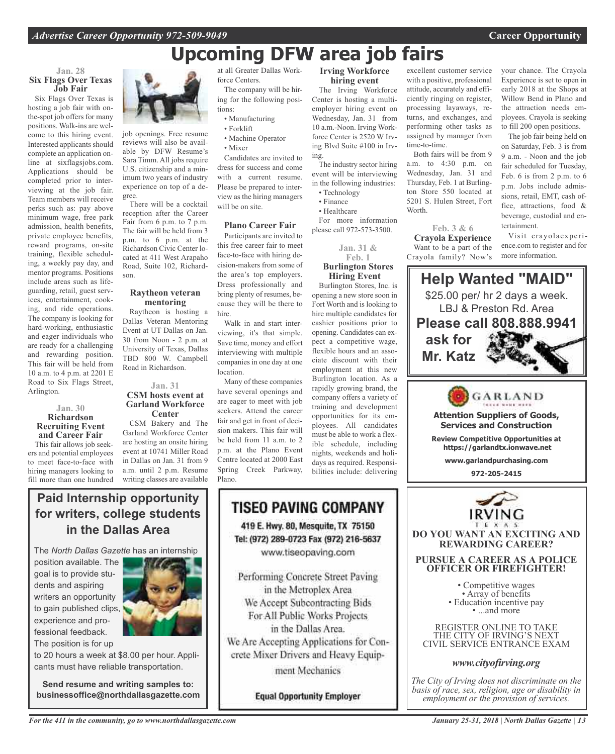# Upcoming DFW area job fairs

**Jan. 28**

### Six Flags Over Texas Job Fair

Six Flags Over Texas is hosting a job fair with on-the-spot job offers for many positions. Walk-ins are welcome to this hiring event. Interested applicants should complete an application online at sixflagsjobs.com. Applications should be completed prior to interviewing at the job fair. Team members will receive perks such as: pay above minimum wage, free park admission, health benefits, private employee benefits, reward programs, on-site training, flexible scheduling, a weekly pay day, and mentor programs. Positions include areas such as lifeguarding, retail, guest services, entertainment, cooking, and ride operations. The company is looking for hard-working, enthusiastic and eager individuals who are ready for a challenging and rewarding position. This fair will be held from 10 a.m. to 4 p.m. at 2201 E Road to Six Flags Street, Arlington.

**Jan. 30**

### Richardson Recruiting Event and Career Fair

This fair allows job seekers and potential employees to meet face-to-face with hiring managers looking to fill more than one hundred job openings. Free resume reviews will also be available by DFW Resume's Sara Timm. All jobs require U.S. citizenship and a minimum two years of industry experience on top of a degree.

There will be a cocktail reception after the Career Fair from 6 p.m. to 7 p.m. The fair will be held from 3 p.m. to 6 p.m. at the Richardson Civic Center located at 411 West Arapaho Road, Suite 102, Richardson.

### Raytheon veteran mentoring

Raytheon is hosting a Dallas Veteran Mentoring Event at UT Dallas on Jan. 30 from Noon - 2 p.m. at University of Texas, Dallas TBD 800 W. Campbell Road in Richardson.

**Jan. 31**

### CSM hosts event at Garland Workforce Center

CSM Bakery and The Garland Workforce Center are hosting an onsite hiring event at 10741 Miller Road in Dallas on Jan. 31 from 9 a.m. until 2 p.m. Resume writing classes are available at all Greater Dallas Workforce Centers.

The company will be hiring for the following positions:

- Manufacturing
- Forklift
- Machine Operator
- Mixer

Candidates are invited to dress for success and come with a current resume. Please be prepared to interview as the hiring managers will be on site.

### Plano Career Fair

Participants are invited to this free career fair to meet face-to-face with hiring decision-makers from some of the area's top employers. Dress professionally and bring plenty of resumes, because they will be there to hire.

Walk in and start interviewing, it's that simple. Save time, money and effort interviewing with multiple companies in one day at one location.

Many of these companies have several openings and are eager to meet with job seekers. Attend the career fair and get in front of decision makers. This fair will be held from 11 a.m. to 2 p.m. at the Plano Event Centre located at 2000 East Spring Creek Parkway, Plano.

### Irving Workforce hiring event

The Irving Workforce Center is hosting a multi-employer hiring event on Wednesday, Jan. 31 from 10 a.m.-Noon. Irving Workforce Center is 2520 W Irving Blvd Suite #100 in Irving.

The industry sector hiring event will be interviewing in the following industries:

- Technology
- Finance
- Healthcare

For more information please call 972-573-3500.

**Jan. 31 & Feb. 1**

### Burlington Stores Hiring Event

Burlington Stores, Inc. is opening a new store soon in Fort Worth and is looking to hire multiple candidates for cashier positions prior to opening. Candidates can expect a competitive wage, flexible hours and an associate discount with their employment at this new Burlington location. As a rapidly growing brand, the company offers a variety of training and development opportunities for its employees. All candidates must be able to work a flexible schedule, including nights, weekends and holidays as required. Responsibilities include: delivering excellent customer service with a positive, professional attitude, accurately and efficiently ringing on register, processing layaways, returns, and exchanges, and performing other tasks as assigned by manager from time-to-time.

Both fairs will be from 9 a.m. to 4:30 p.m. on Wednesday, Jan. 31 and Thursday, Feb. 1 at Burlington Store 550 located at 5201 S. Hulen Street, Fort Worth.

**Feb. 3 & 6**

### Crayola Experience

Want to be a part of the Crayola family? Now's your chance. The Crayola Experience is set to open in early 2018 at the Shops at Willow Bend in Plano and the attraction needs employees. Crayola is seeking to fill 200 open positions.

The job fair being held on on Saturday, Feb. 3 is from 9 a.m. - Noon and the job fair scheduled for Tuesday, Feb. 6 is from 2 p.m. to 6 p.m. Jobs include admissions, retail, EMT, cash office, attractions, food & beverage, custodial and entertainment.

Visit crayolaexperience.com to register and for more information.

---

## Help Wanted "MAID"

$25.00 per/ hr 2 days a week.
LBJ & Preston Rd. Area

**Please call 808.888.9941 ask for Mr. Katz**

---

**GARLAND**

**Attention Suppliers of Goods, Services and Construction**

**Review Competitive Opportunities at https://garlandtx.ionwave.net**

**www.garlandpurchasing.com**

**972-205-2415**

---

## Paid Internship opportunity for writers, college students in the Dallas Area

The *North Dallas Gazette* has an internship position available. The goal is to provide students and aspiring writers an opportunity to gain published clips, experience and professional feedback. The position is for up to 20 hours a week at $8.00 per hour. Applicants must have reliable transportation.

**Send resume and writing samples to: businessoffice@northdallasgazette.com**

---

## TISEO PAVING COMPANY

**419 E. Hwy. 80, Mesquite, TX 75150**
**Tel: (972) 289-0723 Fax (972) 216-5637**
www.tiseopaving.com

Performing Concrete Street Paving in the Metroplex Area
We Accept Subcontracting Bids For All Public Works Projects in the Dallas Area.
We Are Accepting Applications for Concrete Mixer Drivers and Heavy Equipment Mechanics

**Equal Opportunity Employer**

---

**IRVING TEXAS**

**DO YOU WANT AN EXCITING AND REWARDING CAREER?**

**PURSUE A CAREER AS A POLICE OFFICER OR FIREFIGHTER!**

- Competitive wages
- Array of benefits
- Education incentive pay
- ...and more

REGISTER ONLINE TO TAKE THE CITY OF IRVING'S NEXT CIVIL SERVICE ENTRANCE EXAM

***www.cityofirving.org***

*The City of Irving does not discriminate on the basis of race, sex, religion, age or disability in employment or the provision of services.*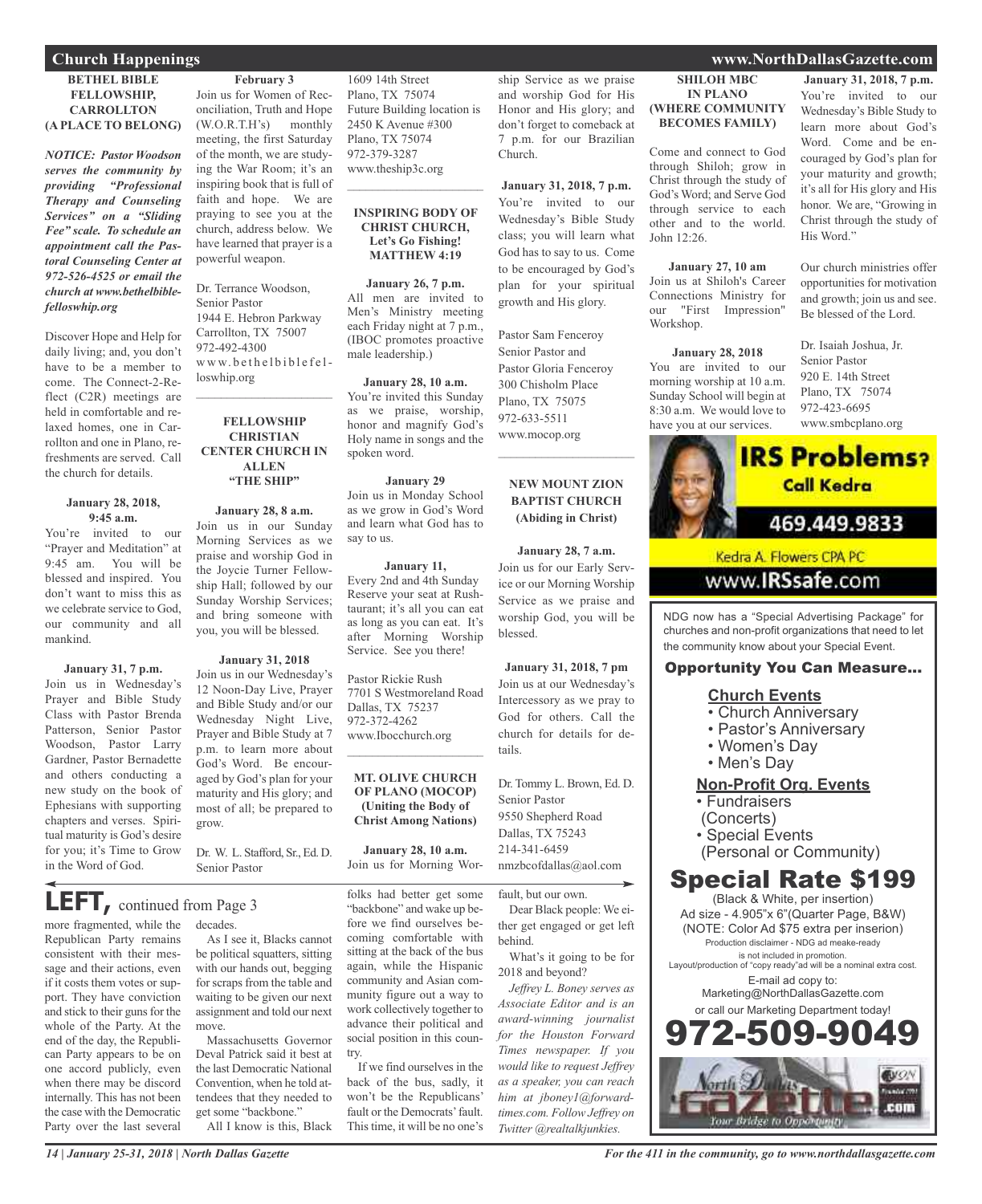## Church Happenings

### BETHEL BIBLE FELLOWSHIP, CARROLLTON (A PLACE TO BELONG)

***NOTICE: Pastor Woodson serves the community by providing "Professional Therapy and Counseling Services" on a "Sliding Fee" scale. To schedule an appointment call the Pastoral Counseling Center at 972-526-4525 or email the church at www.bethelbiblefelloswhip.org***

Discover Hope and Help for daily living; and, you don't have to be a member to come. The Connect-2-Reflect (C2R) meetings are held in comfortable and relaxed homes, one in Carrollton and one in Plano, refreshments are served. Call the church for details.

**January 28, 2018, 9:45 a.m.**
You're invited to our "Prayer and Meditation" at 9:45 am. You will be blessed and inspired. You don't want to miss this as we celebrate service to God, our community and all mankind.

**January 31, 7 p.m.**
Join us in Wednesday's Prayer and Bible Study Class with Pastor Brenda Patterson, Senior Pastor Woodson, Pastor Larry Gardner, Pastor Bernadette and others conducting a new study on the book of Ephesians with supporting chapters and verses. Spiritual maturity is God's desire for you; it's Time to Grow in the Word of God.

**February 3**
Join us for Women of Reconciliation, Truth and Hope (W.O.R.T.H's) monthly meeting, the first Saturday of the month, we are studying the War Room; it's an inspiring book that is full of faith and hope. We are praying to see you at the church, address below. We have learned that prayer is a powerful weapon.

Dr. Terrance Woodson,
Senior Pastor
1944 E. Hebron Parkway
Carrollton, TX 75007
972-492-4300
www.bethelbiblefelloswhip.org

---

### FELLOWSHIP CHRISTIAN CENTER CHURCH IN ALLEN "THE SHIP"

**January 28, 8 a.m.**
Join us in our Sunday Morning Services as we praise and worship God in the Joycie Turner Fellowship Hall; followed by our Sunday Worship Services; and bring someone with you, you will be blessed.

**January 31, 2018**
Join us in our Wednesday's 12 Noon-Day Live, Prayer and Bible Study and/or our Wednesday Night Live, Prayer and Bible Study at 7 p.m. to learn more about God's Word. Be encouraged by God's plan for your maturity and His glory; and most of all; be prepared to grow.

Dr. W. L. Stafford, Sr., Ed. D.
Senior Pastor
1609 14th Street
Plano, TX 75074
Future Building location is
2450 K Avenue #300
Plano, TX 75074
972-379-3287
www.theship3c.org

---

### INSPIRING BODY OF CHRIST CHURCH, Let's Go Fishing! MATTHEW 4:19

**January 26, 7 p.m.**
All men are invited to Men's Ministry meeting each Friday night at 7 p.m., (IBOC promotes proactive male leadership.)

**January 28, 10 a.m.**
You're invited this Sunday as we praise, worship, honor and magnify God's Holy name in songs and the spoken word.

**January 29**
Join us in Monday School as we grow in God's Word and learn what God has to say to us.

**January 11,**
Every 2nd and 4th Sunday Reserve your seat at Rushtaurant; it's all you can eat as long as you can eat. It's after Morning Worship Service. See you there!

Pastor Rickie Rush
7701 S Westmoreland Road
Dallas, TX 75237
972-372-4262
www.Ibocchurch.org

---

### MT. OLIVE CHURCH OF PLANO (MOCOP) (Uniting the Body of Christ Among Nations)

**January 28, 10 a.m.**
Join us for Morning Worship Service as we praise and worship God for His Honor and His glory; and don't forget to comeback at 7 p.m. for our Brazilian Church.

**January 31, 2018, 7 p.m.**
You're invited to our Wednesday's Bible Study class; you will learn what God has to say to us. Come to be encouraged by God's plan for your spiritual growth and His glory.

Pastor Sam Fenceroy
Senior Pastor and
Pastor Gloria Fenceroy
300 Chisholm Place
Plano, TX 75075
972-633-5511
www.mocop.org

---

### NEW MOUNT ZION BAPTIST CHURCH (Abiding in Christ)

**January 28, 7 a.m.**
Join us for our Early Service or our Morning Worship Service as we praise and worship God, you will be blessed.

**January 31, 2018, 7 pm**
Join us at our Wednesday's Intercessory as we pray to God for others. Call the church for details for details.

Dr. Tommy L. Brown, Ed. D.
Senior Pastor
9550 Shepherd Road
Dallas, TX 75243
214-341-6459
nmzbcofdallas@aol.com

---

### SHILOH MBC IN PLANO (WHERE COMMUNITY BECOMES FAMILY)

Come and connect to God through Shiloh; grow in Christ through the study of God's Word; and Serve God through service to each other and to the world. John 12:26.

**January 27, 10 am**
Join us at Shiloh's Career Connections Ministry for our "First Impression" Workshop.

**January 28, 2018**
You are invited to our morning worship at 10 a.m. Sunday School will begin at 8:30 a.m. We would love to have you at our services.

**January 31, 2018, 7 p.m.**
You're invited to our Wednesday's Bible Study to learn more about God's Word. Come and be encouraged by God's plan for your maturity and growth; it's all for His glory and His honor. We are, "Growing in Christ through the study of His Word."

Our church ministries offer opportunities for motivation and growth; join us and see. Be blessed of the Lord.

Dr. Isaiah Joshua, Jr.
Senior Pastor
920 E. 14th Street
Plano, TX 75074
972-423-6695
www.smbcplano.org

---

**IRS Problems? Call Kedra**
469.449.9833
Kedra A. Flowers CPA PC
www.IRSsafe.com

---

NDG now has a "Special Advertising Package" for churches and non-profit organizations that need to let the community know about your Special Event.

**Opportunity You Can Measure...**

**Church Events**
- Church Anniversary
- Pastor's Anniversary
- Women's Day
- Men's Day

**Non-Profit Org. Events**
- Fundraisers (Concerts)
- Special Events (Personal or Community)

**Special Rate $199**
(Black & White, per insertion)
Ad size - 4.905"x 6"(Quarter Page, B&W)
(NOTE: Color Ad $75 extra per inserion)
Production disclaimer - NDG ad meake-ready is not included in promotion.
Layout/production of "copy ready"ad will be a nominal extra cost.
E-mail ad copy to:
Marketing@NorthDallasGazette.com
or call our Marketing Department today!
**972-509-9049**

---

## LEFT, continued from Page 3

more fragmented, while the Republican Party remains consistent with their message and their actions, even if it costs them votes or support. They have conviction and stick to their guns for the whole of the Party. At the end of the day, the Republican Party appears to be on one accord publicly, even when there may be discord internally. This has not been the case with the Democratic Party over the last several decades.

As I see it, Blacks cannot be political squatters, sitting with our hands out, begging for scraps from the table and waiting to be given our next assignment and told our next move.

Massachusetts Governor Deval Patrick said it best at the last Democratic National Convention, when he told attendees that they needed to get some "backbone."

All I know is this, Black folks had better get some "backbone" and wake up before we find ourselves becoming comfortable with sitting at the back of the bus again, while the Hispanic community and Asian community figure out a way to work collectively together to advance their political and social position in this country.

If we find ourselves in the back of the bus, sadly, it won't be the Republicans' fault or the Democrats' fault. This time, it will be no one's fault, but our own.

Dear Black people: We either get engaged or get left behind.

What's it going to be for 2018 and beyond?

*Jeffrey L. Boney serves as Associate Editor and is an award-winning journalist for the Houston Forward Times newspaper. If you would like to request Jeffrey as a speaker, you can reach him at jboney1@forward-times.com. Follow Jeffrey on Twitter @realtalkjunkies.*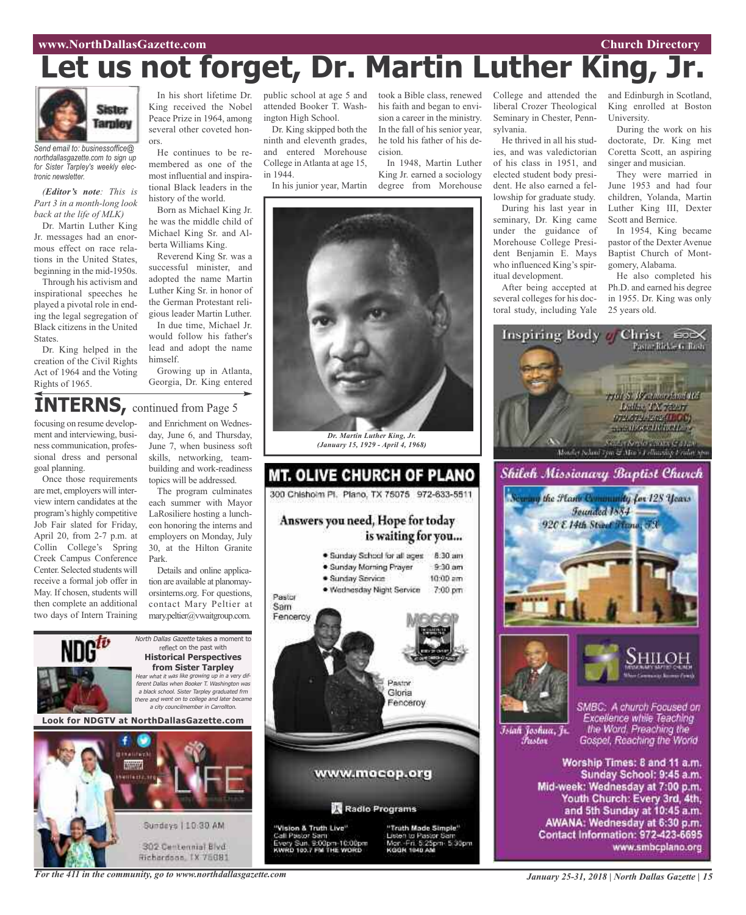# Let us not forget, Dr. Martin Luther King, Jr.

Sister Tarpley

*Send email to: businessoffice@northdallasgazette.com to sign up for Sister Tarpley's weekly electronic newsletter.*

*(**Editor's note**: This is Part 3 in a month-long look back at the life of MLK)*

Dr. Martin Luther King Jr. messages had an enormous effect on race relations in the United States, beginning in the mid-1950s.

Through his activism and inspirational speeches he played a pivotal role in ending the legal segregation of Black citizens in the United States.

Dr. King helped in the creation of the Civil Rights Act of 1964 and the Voting Rights of 1965.

In his short lifetime Dr. King received the Nobel Peace Prize in 1964, among several other coveted honors.

He continues to be remembered as one of the most influential and inspirational Black leaders in the history of the world.

Born as Michael King Jr. he was the middle child of Michael King Sr. and Alberta Williams King.

Reverend King Sr. was a successful minister, and adopted the name Martin Luther King Sr. in honor of the German Protestant religious leader Martin Luther.

In due time, Michael Jr. would follow his father's lead and adopt the name himself.

Growing up in Atlanta, Georgia, Dr. King entered public school at age 5 and attended Booker T. Washington High School.

Dr. King skipped both the ninth and eleventh grades, and entered Morehouse College in Atlanta at age 15, in 1944.

In his junior year, Martin took a Bible class, renewed his faith and began to envision a career in the ministry. In the fall of his senior year, he told his father of his decision.

In 1948, Martin Luther King Jr. earned a sociology degree from Morehouse College and attended the liberal Crozer Theological Seminary in Chester, Pennsylvania.

He thrived in all his studies, and was valedictorian of his class in 1951, and elected student body president. He also earned a fellowship for graduate study.

During his last year in seminary, Dr. King came under the guidance of Morehouse College President Benjamin E. Mays who influenced King's spiritual development.

After being accepted at several colleges for his doctoral study, including Yale and Edinburgh in Scotland, King enrolled at Boston University.

During the work on his doctorate, Dr. King met Coretta Scott, an aspiring singer and musician.

They were married in June 1953 and had four children, Yolanda, Martin Luther King III, Dexter Scott and Bernice.

In 1954, King became pastor of the Dexter Avenue Baptist Church of Montgomery, Alabama.

He also completed his Ph.D. and earned his degree in 1955. Dr. King was only 25 years old.

*Dr. Martin Luther King, Jr. (January 15, 1929 - April 4, 1968)*

## INTERNS, continued from Page 5

focusing on resume development and interviewing, business communication, professional dress and personal goal planning.

Once those requirements are met, employers will interview intern candidates at the program's highly competitive Job Fair slated for Friday, April 20, from 2-7 p.m. at Collin College's Spring Creek Campus Conference Center. Selected students will receive a formal job offer in May. If chosen, students will then complete an additional two days of Intern Training and Enrichment on Wednesday, June 6, and Thursday, June 7, when business soft skills, networking, teambuilding and work-readiness topics will be addressed.

The program culminates each summer with Mayor LaRosiliere hosting a luncheon honoring the interns and employers on Monday, July 30, at the Hilton Granite Park.

Details and online applications are available at planomayorsinterns.org. For questions, contact Mary Peltier at mary.peltier@vwaitgroup.com.

NDGtv

*North Dallas Gazette* takes a moment to reflect on the past with
**Historical Perspectives from Sister Tarpley**
*Hear what it was like growing up in a very different Dallas when Booker T. Washington was a black school. Sister Tarpley graduated frm there and went on to college and later became a city councilmember in Carrollton.*

**Look for NDGTV at NorthDallasGazette.com**

LIFE

Sundays | 10:30 AM
302 Centennial Blvd
Richardson, TX 75081

## MT. OLIVE CHURCH OF PLANO

300 Chisholm Pl. Plano, TX 75075 972-633-5511

**Answers you need, Hope for today is waiting for you...**

- Sunday School for all ages 8:30 am
- Sunday Morning Prayer 9:30 am
- Sunday Service 10:00 am
- Wednesday Night Service 7:00 pm

Pastor Sam Fenceroy

Pastor Gloria Fenceroy

www.mocop.org

Radio Programs

"Vision & Truth Live"
Call Pastor Sam
Every Sun. 9:00pm-10:00pm
KWRD 100.7 FM THE WORD

"Truth Made Simple"
Listen to Pastor Sam
Mon.-Fri. 5:25pm- 5:30pm
KGGR 1040 AM

## Inspiring Body of Christ

Pastor Rickie G. Rush

7701 S. Westmoreland Rd
Dallas TX 75237
972-372-4262(IBOC)
www.IBOCCHURCH.org

## Shiloh Missionary Baptist Church

Serving the Plano Community for 128 Years
Founded 1884
920 E 14th Street Plano, TX

SHILOH

Isiah Joshua, Jr.
Pastor

SMBC: A church Focused on Excellence while Teaching the Word, Preaching the Gospel, Reaching the World

**Worship Times: 8 and 11 a.m.**
**Sunday School: 9:45 a.m.**
**Mid-week: Wednesday at 7:00 p.m.**
**Youth Church: Every 3rd, 4th, and 5th Sunday at 10:45 a.m.**
**AWANA: Wednesday at 6:30 p.m.**
**Contact Information: 972-423-6695**
**www.smbcplano.org**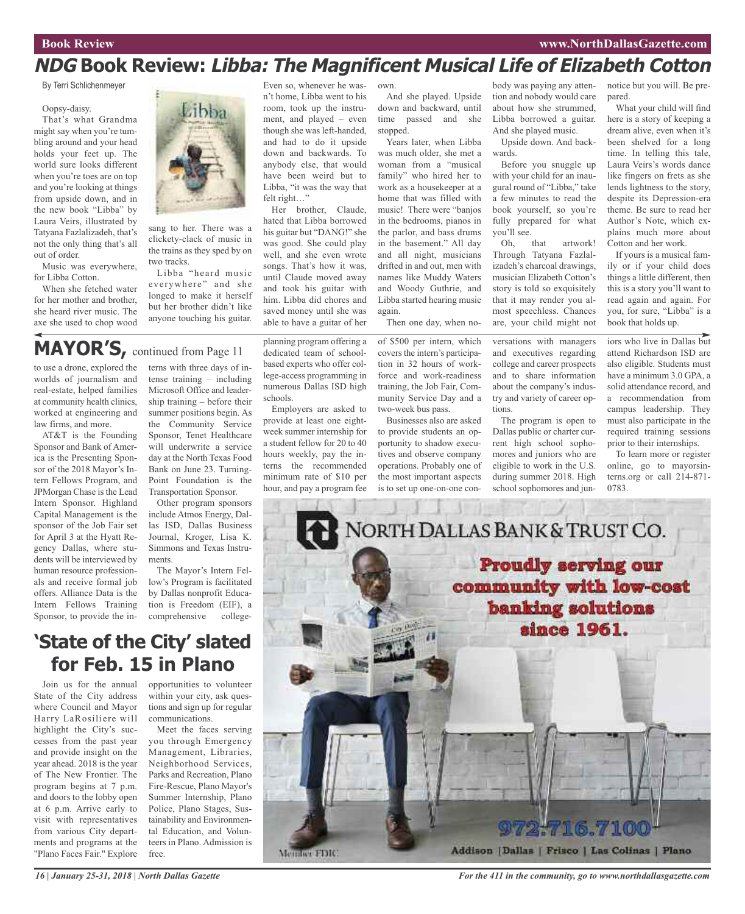# *NDG* Book Review: *Libba: The Magnificent Musical Life of Elizabeth Cotton*

By Terri Schlichenmeyer

Oopsy-daisy.

That's what Grandma might say when you're tumbling around and your head holds your feet up. The world sure looks different when you're toes are on top and you're looking at things from upside down, and in the new book "Libba" by Laura Veirs, illustrated by Tatyana Fazlalizadeh, that's not the only thing that's all out of order.

Music was everywhere, for Libba Cotton.

When she fetched water for her mother and brother, she heard river music. The axe she used to chop wood sang to her. There was a clickety-clack of music in the trains as they sped by on two tracks.

Libba "heard music everywhere" and she longed to make it herself but her brother didn't like anyone touching his guitar. Even so, whenever he wasn't home, Libba went to his room, took up the instrument, and played – even though she was left-handed, and had to do it upside down and backwards. To anybody else, that would have been weird but to Libba, "it was the way that felt right…"

Her brother, Claude, hated that Libba borrowed his guitar but "DANG!" she was good. She could play well, and she even wrote songs. That's how it was, until Claude moved away and took his guitar with him. Libba did chores and saved money until she was able to have a guitar of her own.

And she played. Upside down and backward, until time passed and she stopped.

Years later, when Libba was much older, she met a woman from a "musical family" who hired her to work as a housekeeper at a home that was filled with music! There were "banjos in the bedrooms, pianos in the parlor, and bass drums in the basement." All day and all night, musicians drifted in and out, men with names like Muddy Waters and Woody Guthrie, and Libba started hearing music again.

Then one day, when nobody was paying any attention and nobody would care about how she strummed, Libba borrowed a guitar. And she played music.

Upside down. And backwards.

Before you snuggle up with your child for an inaugural round of "Libba," take a few minutes to read the book yourself, so you're fully prepared for what you'll see.

Oh, that artwork! Through Tatyana Fazlalizadeh's charcoal drawings, musician Elizabeth Cotton's story is told so exquisitely that it may render you almost speechless. Chances are, your child might not notice but you will. Be prepared.

What your child will find here is a story of keeping a dream alive, even when it's been shelved for a long time. In telling this tale, Laura Veirs's words dance like fingers on frets as she lends lightness to the story, despite its Depression-era theme. Be sure to read her Author's Note, which explains much more about Cotton and her work.

If yours is a musical family or if your child does things a little different, then this is a story you'll want to read again and again. For you, for sure, "Libba" is a book that holds up.

## MAYOR'S, continued from Page 11

to use a drone, explored the worlds of journalism and real-estate, helped families at community health clinics, worked at engineering and law firms, and more.

AT&T is the Founding Sponsor and Bank of America is the Presenting Sponsor of the 2018 Mayor's Intern Fellows Program, and JPMorgan Chase is the Lead Intern Sponsor. Highland Capital Management is the sponsor of the Job Fair set for April 3 at the Hyatt Regency Dallas, where students will be interviewed by human resource professionals and receive formal job offers. Alliance Data is the Intern Fellows Training Sponsor, to provide the interns with three days of intense training – including Microsoft Office and leadership training – before their summer positions begin. As the Community Service Sponsor, Tenet Healthcare will underwrite a service day at the North Texas Food Bank on June 23. TurningPoint Foundation is the Transportation Sponsor.

Other program sponsors include Atmos Energy, Dallas ISD, Dallas Business Journal, Kroger, Lisa K. Simmons and Texas Instruments.

The Mayor's Intern Fellow's Program is facilitated by Dallas nonprofit Education is Freedom (EIF), a comprehensive college-planning program offering a dedicated team of school-based experts who offer college-access programming in numerous Dallas ISD high schools.

Employers are asked to provide at least one eight-week summer internship for a student fellow for 20 to 40 hours weekly, pay the interns the recommended minimum rate of $10 per hour, and pay a program fee of $500 per intern, which covers the intern's participation in 32 hours of workforce and work-readiness training, the Job Fair, Community Service Day and a two-week bus pass.

Businesses also are asked to provide students an opportunity to shadow executives and observe company operations. Probably one of the most important aspects is to set up one-on-one conversations with managers and executives regarding college and career prospects and to share information about the company's industry and variety of career options.

The program is open to Dallas public or charter current high school sophomores and juniors who are eligible to work in the U.S. during summer 2018. High school sophomores and juniors who live in Dallas but attend Richardson ISD are also eligible. Students must have a minimum 3.0 GPA, a solid attendance record, and a recommendation from campus leadership. They must also participate in the required training sessions prior to their internships.

To learn more or register online, go to mayorsinterns.org or call 214-871-0783.

## 'State of the City' slated for Feb. 15 in Plano

Join us for the annual State of the City address where Council and Mayor Harry LaRosiliere will highlight the City's successes from the past year and provide insight on the year ahead. 2018 is the year of The New Frontier. The program begins at 7 p.m. and doors to the lobby open at 6 p.m. Arrive early to visit with representatives from various City departments and programs at the "Plano Faces Fair." Explore opportunities to volunteer within your city, ask questions and sign up for regular communications.

Meet the faces serving you through Emergency Management, Libraries, Neighborhood Services, Parks and Recreation, Plano Fire-Rescue, Plano Mayor's Summer Internship, Plano Police, Plano Stages, Sustainability and Environmental Education, and Volunteers in Plano. Admission is free.

NORTH DALLAS BANK & TRUST CO.

Proudly serving our community with low-cost banking solutions since 1961.

972.716.7100

Member FDIC

Addison | Dallas | Frisco | Las Colinas | Plano